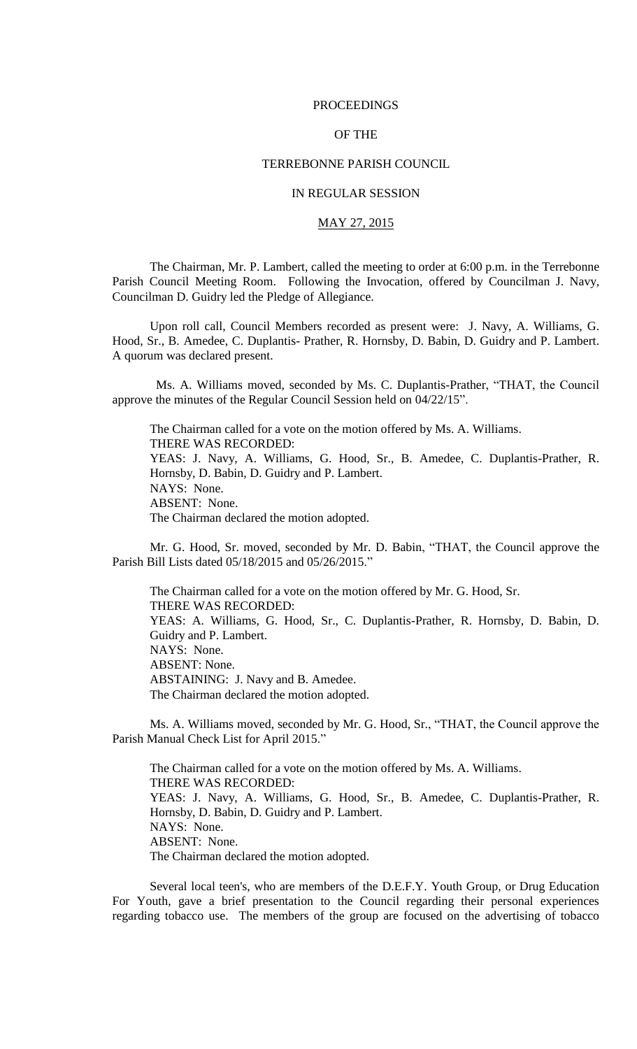# PROCEEDINGS

# OF THE

# TERREBONNE PARISH COUNCIL

# IN REGULAR SESSION

# MAY 27, 2015

The Chairman, Mr. P. Lambert, called the meeting to order at 6:00 p.m. in the Terrebonne Parish Council Meeting Room. Following the Invocation, offered by Councilman J. Navy, Councilman D. Guidry led the Pledge of Allegiance.

Upon roll call, Council Members recorded as present were: J. Navy, A. Williams, G. Hood, Sr., B. Amedee, C. Duplantis- Prather, R. Hornsby, D. Babin, D. Guidry and P. Lambert. A quorum was declared present.

Ms. A. Williams moved, seconded by Ms. C. Duplantis-Prather, "THAT, the Council approve the minutes of the Regular Council Session held on 04/22/15".

The Chairman called for a vote on the motion offered by Ms. A. Williams.
THERE WAS RECORDED:
YEAS: J. Navy, A. Williams, G. Hood, Sr., B. Amedee, C. Duplantis-Prather, R. Hornsby, D. Babin, D. Guidry and P. Lambert.
NAYS: None.
ABSENT: None.
The Chairman declared the motion adopted.

Mr. G. Hood, Sr. moved, seconded by Mr. D. Babin, "THAT, the Council approve the Parish Bill Lists dated 05/18/2015 and 05/26/2015."

The Chairman called for a vote on the motion offered by Mr. G. Hood, Sr.
THERE WAS RECORDED:
YEAS: A. Williams, G. Hood, Sr., C. Duplantis-Prather, R. Hornsby, D. Babin, D. Guidry and P. Lambert.
NAYS: None.
ABSENT: None.
ABSTAINING: J. Navy and B. Amedee.
The Chairman declared the motion adopted.

Ms. A. Williams moved, seconded by Mr. G. Hood, Sr., "THAT, the Council approve the Parish Manual Check List for April 2015."

The Chairman called for a vote on the motion offered by Ms. A. Williams.
THERE WAS RECORDED:
YEAS: J. Navy, A. Williams, G. Hood, Sr., B. Amedee, C. Duplantis-Prather, R. Hornsby, D. Babin, D. Guidry and P. Lambert.
NAYS: None.
ABSENT: None.
The Chairman declared the motion adopted.

Several local teen's, who are members of the D.E.F.Y. Youth Group, or Drug Education For Youth, gave a brief presentation to the Council regarding their personal experiences regarding tobacco use. The members of the group are focused on the advertising of tobacco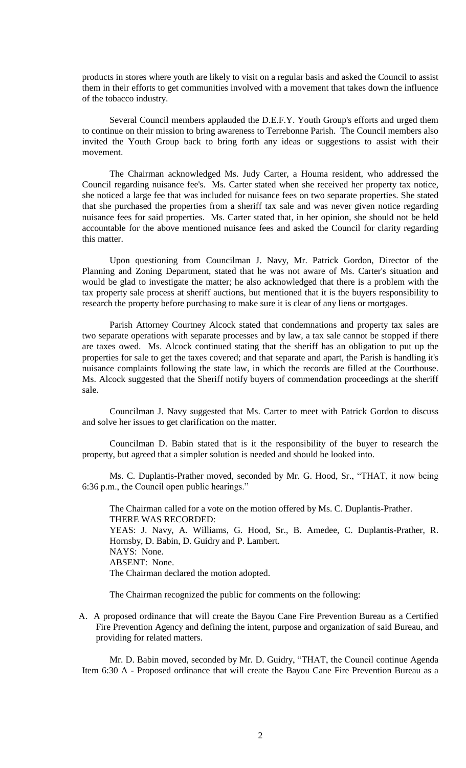products in stores where youth are likely to visit on a regular basis and asked the Council to assist them in their efforts to get communities involved with a movement that takes down the influence of the tobacco industry.

Several Council members applauded the D.E.F.Y. Youth Group's efforts and urged them to continue on their mission to bring awareness to Terrebonne Parish. The Council members also invited the Youth Group back to bring forth any ideas or suggestions to assist with their movement.

The Chairman acknowledged Ms. Judy Carter, a Houma resident, who addressed the Council regarding nuisance fee's. Ms. Carter stated when she received her property tax notice, she noticed a large fee that was included for nuisance fees on two separate properties. She stated that she purchased the properties from a sheriff tax sale and was never given notice regarding nuisance fees for said properties. Ms. Carter stated that, in her opinion, she should not be held accountable for the above mentioned nuisance fees and asked the Council for clarity regarding this matter.

Upon questioning from Councilman J. Navy, Mr. Patrick Gordon, Director of the Planning and Zoning Department, stated that he was not aware of Ms. Carter's situation and would be glad to investigate the matter; he also acknowledged that there is a problem with the tax property sale process at sheriff auctions, but mentioned that it is the buyers responsibility to research the property before purchasing to make sure it is clear of any liens or mortgages.

Parish Attorney Courtney Alcock stated that condemnations and property tax sales are two separate operations with separate processes and by law, a tax sale cannot be stopped if there are taxes owed. Ms. Alcock continued stating that the sheriff has an obligation to put up the properties for sale to get the taxes covered; and that separate and apart, the Parish is handling it's nuisance complaints following the state law, in which the records are filled at the Courthouse. Ms. Alcock suggested that the Sheriff notify buyers of commendation proceedings at the sheriff sale.

Councilman J. Navy suggested that Ms. Carter to meet with Patrick Gordon to discuss and solve her issues to get clarification on the matter.

Councilman D. Babin stated that is it the responsibility of the buyer to research the property, but agreed that a simpler solution is needed and should be looked into.

Ms. C. Duplantis-Prather moved, seconded by Mr. G. Hood, Sr., "THAT, it now being 6:36 p.m., the Council open public hearings."

The Chairman called for a vote on the motion offered by Ms. C. Duplantis-Prather.
THERE WAS RECORDED:
YEAS: J. Navy, A. Williams, G. Hood, Sr., B. Amedee, C. Duplantis-Prather, R. Hornsby, D. Babin, D. Guidry and P. Lambert.
NAYS: None.
ABSENT: None.
The Chairman declared the motion adopted.

The Chairman recognized the public for comments on the following:

A. A proposed ordinance that will create the Bayou Cane Fire Prevention Bureau as a Certified Fire Prevention Agency and defining the intent, purpose and organization of said Bureau, and providing for related matters.

Mr. D. Babin moved, seconded by Mr. D. Guidry, "THAT, the Council continue Agenda Item 6:30 A - Proposed ordinance that will create the Bayou Cane Fire Prevention Bureau as a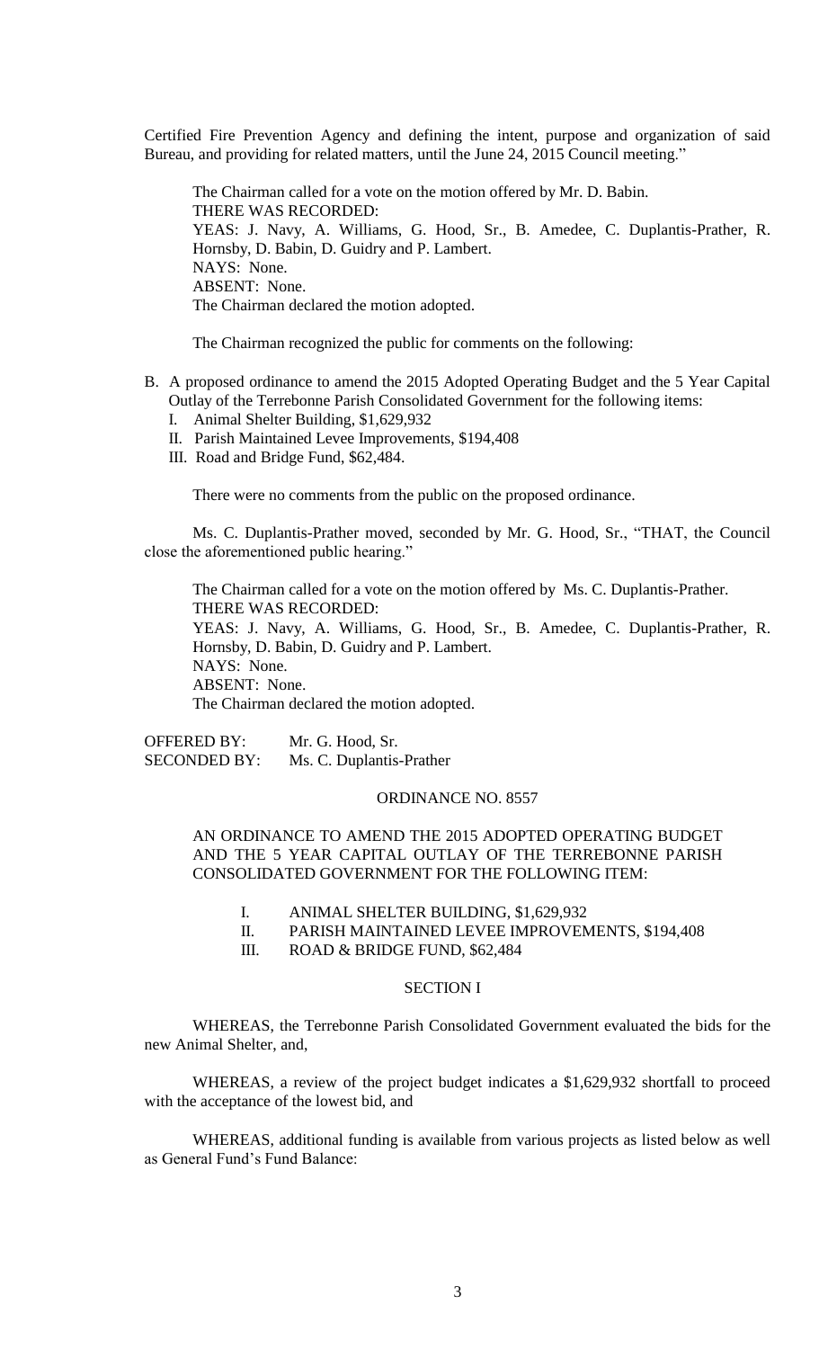Certified Fire Prevention Agency and defining the intent, purpose and organization of said Bureau, and providing for related matters, until the June 24, 2015 Council meeting."

The Chairman called for a vote on the motion offered by Mr. D. Babin.
THERE WAS RECORDED:
YEAS: J. Navy, A. Williams, G. Hood, Sr., B. Amedee, C. Duplantis-Prather, R. Hornsby, D. Babin, D. Guidry and P. Lambert.
NAYS: None.
ABSENT: None.
The Chairman declared the motion adopted.

The Chairman recognized the public for comments on the following:

B. A proposed ordinance to amend the 2015 Adopted Operating Budget and the 5 Year Capital Outlay of the Terrebonne Parish Consolidated Government for the following items:
   I. Animal Shelter Building, $1,629,932
   II. Parish Maintained Levee Improvements, $194,408
   III. Road and Bridge Fund, $62,484.

There were no comments from the public on the proposed ordinance.

Ms. C. Duplantis-Prather moved, seconded by Mr. G. Hood, Sr., "THAT, the Council close the aforementioned public hearing."

The Chairman called for a vote on the motion offered by Ms. C. Duplantis-Prather.
THERE WAS RECORDED:
YEAS: J. Navy, A. Williams, G. Hood, Sr., B. Amedee, C. Duplantis-Prather, R. Hornsby, D. Babin, D. Guidry and P. Lambert.
NAYS: None.
ABSENT: None.
The Chairman declared the motion adopted.

OFFERED BY: Mr. G. Hood, Sr.
SECONDED BY: Ms. C. Duplantis-Prather

ORDINANCE NO. 8557

AN ORDINANCE TO AMEND THE 2015 ADOPTED OPERATING BUDGET AND THE 5 YEAR CAPITAL OUTLAY OF THE TERREBONNE PARISH CONSOLIDATED GOVERNMENT FOR THE FOLLOWING ITEM:

I. ANIMAL SHELTER BUILDING, $1,629,932
II. PARISH MAINTAINED LEVEE IMPROVEMENTS, $194,408
III. ROAD & BRIDGE FUND, $62,484

SECTION I

WHEREAS, the Terrebonne Parish Consolidated Government evaluated the bids for the new Animal Shelter, and,

WHEREAS, a review of the project budget indicates a $1,629,932 shortfall to proceed with the acceptance of the lowest bid, and

WHEREAS, additional funding is available from various projects as listed below as well as General Fund's Fund Balance: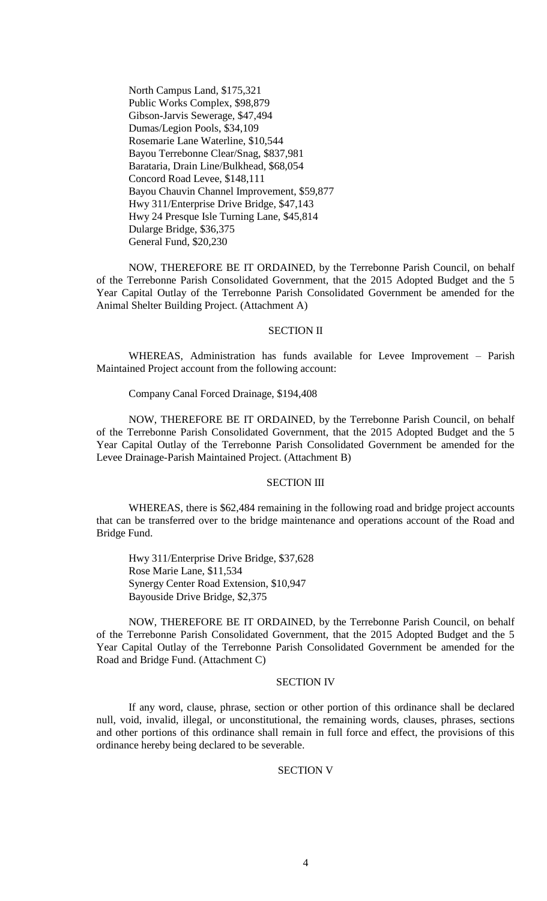North Campus Land, $175,321
Public Works Complex, $98,879
Gibson-Jarvis Sewerage, $47,494
Dumas/Legion Pools, $34,109
Rosemarie Lane Waterline, $10,544
Bayou Terrebonne Clear/Snag, $837,981
Barataria, Drain Line/Bulkhead, $68,054
Concord Road Levee, $148,111
Bayou Chauvin Channel Improvement, $59,877
Hwy 311/Enterprise Drive Bridge, $47,143
Hwy 24 Presque Isle Turning Lane, $45,814
Dularge Bridge, $36,375
General Fund, $20,230

NOW, THEREFORE BE IT ORDAINED, by the Terrebonne Parish Council, on behalf of the Terrebonne Parish Consolidated Government, that the 2015 Adopted Budget and the 5 Year Capital Outlay of the Terrebonne Parish Consolidated Government be amended for the Animal Shelter Building Project. (Attachment A)

SECTION II

WHEREAS, Administration has funds available for Levee Improvement – Parish Maintained Project account from the following account:

Company Canal Forced Drainage, $194,408

NOW, THEREFORE BE IT ORDAINED, by the Terrebonne Parish Council, on behalf of the Terrebonne Parish Consolidated Government, that the 2015 Adopted Budget and the 5 Year Capital Outlay of the Terrebonne Parish Consolidated Government be amended for the Levee Drainage-Parish Maintained Project. (Attachment B)

SECTION III

WHEREAS, there is $62,484 remaining in the following road and bridge project accounts that can be transferred over to the bridge maintenance and operations account of the Road and Bridge Fund.

Hwy 311/Enterprise Drive Bridge, $37,628
Rose Marie Lane, $11,534
Synergy Center Road Extension, $10,947
Bayouside Drive Bridge, $2,375

NOW, THEREFORE BE IT ORDAINED, by the Terrebonne Parish Council, on behalf of the Terrebonne Parish Consolidated Government, that the 2015 Adopted Budget and the 5 Year Capital Outlay of the Terrebonne Parish Consolidated Government be amended for the Road and Bridge Fund. (Attachment C)

SECTION IV

If any word, clause, phrase, section or other portion of this ordinance shall be declared null, void, invalid, illegal, or unconstitutional, the remaining words, clauses, phrases, sections and other portions of this ordinance shall remain in full force and effect, the provisions of this ordinance hereby being declared to be severable.

SECTION V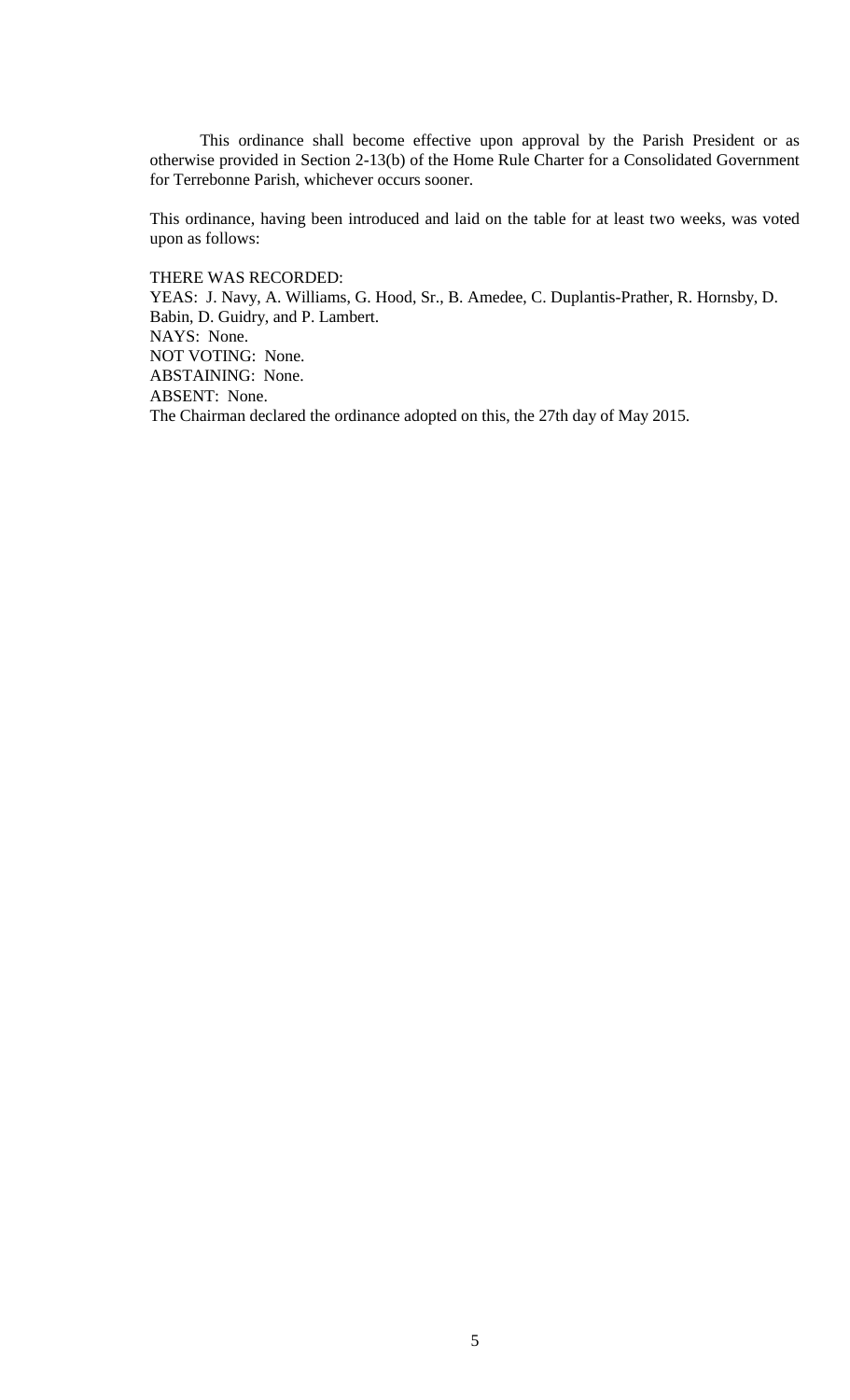This ordinance shall become effective upon approval by the Parish President or as otherwise provided in Section 2-13(b) of the Home Rule Charter for a Consolidated Government for Terrebonne Parish, whichever occurs sooner.

This ordinance, having been introduced and laid on the table for at least two weeks, was voted upon as follows:

THERE WAS RECORDED:
YEAS: J. Navy, A. Williams, G. Hood, Sr., B. Amedee, C. Duplantis-Prather, R. Hornsby, D. Babin, D. Guidry, and P. Lambert.
NAYS: None.
NOT VOTING: None.
ABSTAINING: None.
ABSENT: None.
The Chairman declared the ordinance adopted on this, the 27th day of May 2015.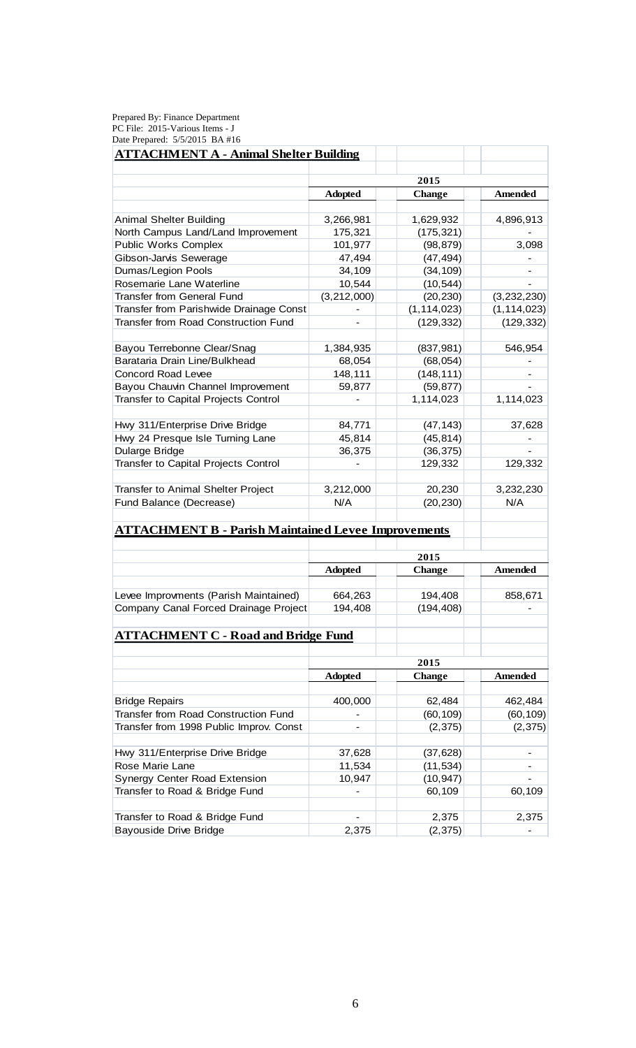Prepared By: Finance Department
PC File: 2015-Various Items - J
Date Prepared: 5/5/2015 BA #16

## ATTACHMENT A - Animal Shelter Building

| | 2015 | | |
|---|---|---|---|
| | **Adopted** | **Change** | **Amended** |
| Animal Shelter Building | 3,266,981 | 1,629,932 | 4,896,913 |
| North Campus Land/Land Improvement | 175,321 | (175,321) | - |
| Public Works Complex | 101,977 | (98,879) | 3,098 |
| Gibson-Jarvis Sewerage | 47,494 | (47,494) | - |
| Dumas/Legion Pools | 34,109 | (34,109) | - |
| Rosemarie Lane Waterline | 10,544 | (10,544) | - |
| Transfer from General Fund | (3,212,000) | (20,230) | (3,232,230) |
| Transfer from Parishwide Drainage Const | - | (1,114,023) | (1,114,023) |
| Transfer from Road Construction Fund | - | (129,332) | (129,332) |
| | | | |
| Bayou Terrebonne Clear/Snag | 1,384,935 | (837,981) | 546,954 |
| Barataria Drain Line/Bulkhead | 68,054 | (68,054) | - |
| Concord Road Levee | 148,111 | (148,111) | - |
| Bayou Chauvin Channel Improvement | 59,877 | (59,877) | - |
| Transfer to Capital Projects Control | - | 1,114,023 | 1,114,023 |
| | | | |
| Hwy 311/Enterprise Drive Bridge | 84,771 | (47,143) | 37,628 |
| Hwy 24 Presque Isle Turning Lane | 45,814 | (45,814) | - |
| Dularge Bridge | 36,375 | (36,375) | - |
| Transfer to Capital Projects Control | - | 129,332 | 129,332 |
| | | | |
| Transfer to Animal Shelter Project | 3,212,000 | 20,230 | 3,232,230 |
| Fund Balance (Decrease) | N/A | (20,230) | N/A |

## ATTACHMENT B - Parish Maintained Levee Improvements

| | 2015 | | |
|---|---|---|---|
| | **Adopted** | **Change** | **Amended** |
| Levee Improvments (Parish Maintained) | 664,263 | 194,408 | 858,671 |
| Company Canal Forced Drainage Project | 194,408 | (194,408) | - |

## ATTACHMENT C - Road and Bridge Fund

| | 2015 | | |
|---|---|---|---|
| | **Adopted** | **Change** | **Amended** |
| Bridge Repairs | 400,000 | 62,484 | 462,484 |
| Transfer from Road Construction Fund | - | (60,109) | (60,109) |
| Transfer from 1998 Public Improv. Const | - | (2,375) | (2,375) |
| | | | |
| Hwy 311/Enterprise Drive Bridge | 37,628 | (37,628) | - |
| Rose Marie Lane | 11,534 | (11,534) | - |
| Synergy Center Road Extension | 10,947 | (10,947) | - |
| Transfer to Road & Bridge Fund | - | 60,109 | 60,109 |
| | | | |
| Transfer to Road & Bridge Fund | - | 2,375 | 2,375 |
| Bayouside Drive Bridge | 2,375 | (2,375) | - |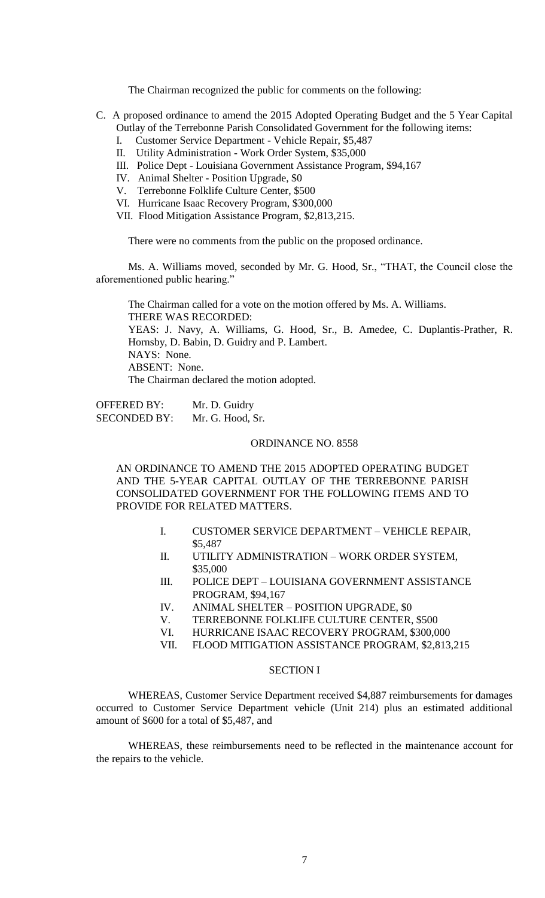The Chairman recognized the public for comments on the following:

C. A proposed ordinance to amend the 2015 Adopted Operating Budget and the 5 Year Capital Outlay of the Terrebonne Parish Consolidated Government for the following items:
   I. Customer Service Department - Vehicle Repair, $5,487
   II. Utility Administration - Work Order System, $35,000
   III. Police Dept - Louisiana Government Assistance Program, $94,167
   IV. Animal Shelter - Position Upgrade, $0
   V. Terrebonne Folklife Culture Center, $500
   VI. Hurricane Isaac Recovery Program, $300,000
   VII. Flood Mitigation Assistance Program, $2,813,215.

There were no comments from the public on the proposed ordinance.

Ms. A. Williams moved, seconded by Mr. G. Hood, Sr., "THAT, the Council close the aforementioned public hearing."

The Chairman called for a vote on the motion offered by Ms. A. Williams.
THERE WAS RECORDED:
YEAS: J. Navy, A. Williams, G. Hood, Sr., B. Amedee, C. Duplantis-Prather, R. Hornsby, D. Babin, D. Guidry and P. Lambert.
NAYS: None.
ABSENT: None.
The Chairman declared the motion adopted.

OFFERED BY: Mr. D. Guidry
SECONDED BY: Mr. G. Hood, Sr.

ORDINANCE NO. 8558

AN ORDINANCE TO AMEND THE 2015 ADOPTED OPERATING BUDGET AND THE 5-YEAR CAPITAL OUTLAY OF THE TERREBONNE PARISH CONSOLIDATED GOVERNMENT FOR THE FOLLOWING ITEMS AND TO PROVIDE FOR RELATED MATTERS.

I. CUSTOMER SERVICE DEPARTMENT – VEHICLE REPAIR, $5,487
II. UTILITY ADMINISTRATION – WORK ORDER SYSTEM, $35,000
III. POLICE DEPT – LOUISIANA GOVERNMENT ASSISTANCE PROGRAM, $94,167
IV. ANIMAL SHELTER – POSITION UPGRADE, $0
V. TERREBONNE FOLKLIFE CULTURE CENTER, $500
VI. HURRICANE ISAAC RECOVERY PROGRAM, $300,000
VII. FLOOD MITIGATION ASSISTANCE PROGRAM, $2,813,215

SECTION I

WHEREAS, Customer Service Department received $4,887 reimbursements for damages occurred to Customer Service Department vehicle (Unit 214) plus an estimated additional amount of $600 for a total of $5,487, and

WHEREAS, these reimbursements need to be reflected in the maintenance account for the repairs to the vehicle.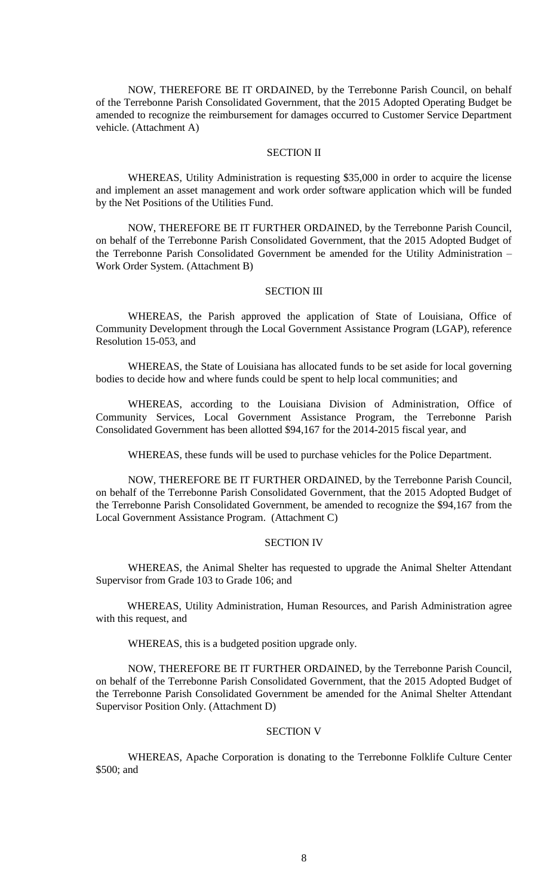NOW, THEREFORE BE IT ORDAINED, by the Terrebonne Parish Council, on behalf of the Terrebonne Parish Consolidated Government, that the 2015 Adopted Operating Budget be amended to recognize the reimbursement for damages occurred to Customer Service Department vehicle. (Attachment A)

## SECTION II

WHEREAS, Utility Administration is requesting $35,000 in order to acquire the license and implement an asset management and work order software application which will be funded by the Net Positions of the Utilities Fund.

NOW, THEREFORE BE IT FURTHER ORDAINED, by the Terrebonne Parish Council, on behalf of the Terrebonne Parish Consolidated Government, that the 2015 Adopted Budget of the Terrebonne Parish Consolidated Government be amended for the Utility Administration – Work Order System. (Attachment B)

## SECTION III

WHEREAS, the Parish approved the application of State of Louisiana, Office of Community Development through the Local Government Assistance Program (LGAP), reference Resolution 15-053, and

WHEREAS, the State of Louisiana has allocated funds to be set aside for local governing bodies to decide how and where funds could be spent to help local communities; and

WHEREAS, according to the Louisiana Division of Administration, Office of Community Services, Local Government Assistance Program, the Terrebonne Parish Consolidated Government has been allotted $94,167 for the 2014-2015 fiscal year, and

WHEREAS, these funds will be used to purchase vehicles for the Police Department.

NOW, THEREFORE BE IT FURTHER ORDAINED, by the Terrebonne Parish Council, on behalf of the Terrebonne Parish Consolidated Government, that the 2015 Adopted Budget of the Terrebonne Parish Consolidated Government, be amended to recognize the $94,167 from the Local Government Assistance Program. (Attachment C)

## SECTION IV

WHEREAS, the Animal Shelter has requested to upgrade the Animal Shelter Attendant Supervisor from Grade 103 to Grade 106; and

WHEREAS, Utility Administration, Human Resources, and Parish Administration agree with this request, and

WHEREAS, this is a budgeted position upgrade only.

NOW, THEREFORE BE IT FURTHER ORDAINED, by the Terrebonne Parish Council, on behalf of the Terrebonne Parish Consolidated Government, that the 2015 Adopted Budget of the Terrebonne Parish Consolidated Government be amended for the Animal Shelter Attendant Supervisor Position Only. (Attachment D)

## SECTION V

WHEREAS, Apache Corporation is donating to the Terrebonne Folklife Culture Center $500; and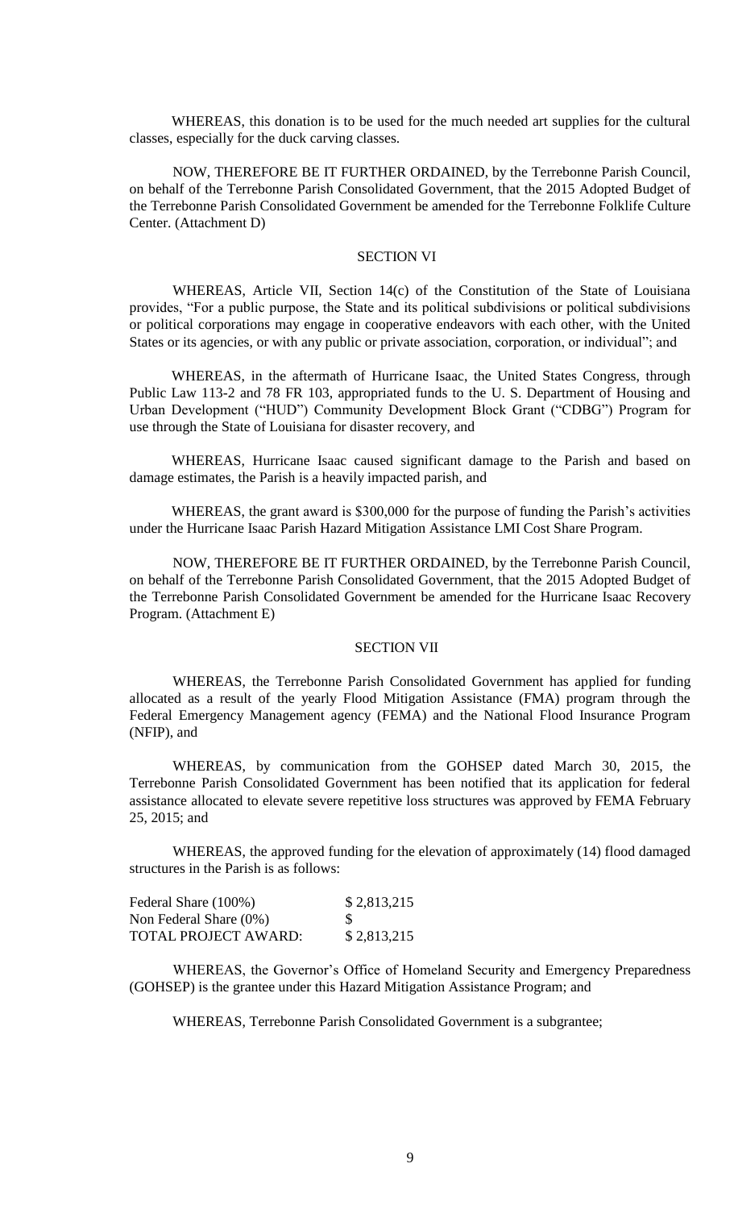WHEREAS, this donation is to be used for the much needed art supplies for the cultural classes, especially for the duck carving classes.

NOW, THEREFORE BE IT FURTHER ORDAINED, by the Terrebonne Parish Council, on behalf of the Terrebonne Parish Consolidated Government, that the 2015 Adopted Budget of the Terrebonne Parish Consolidated Government be amended for the Terrebonne Folklife Culture Center. (Attachment D)

## SECTION VI

WHEREAS, Article VII, Section 14(c) of the Constitution of the State of Louisiana provides, "For a public purpose, the State and its political subdivisions or political subdivisions or political corporations may engage in cooperative endeavors with each other, with the United States or its agencies, or with any public or private association, corporation, or individual"; and

WHEREAS, in the aftermath of Hurricane Isaac, the United States Congress, through Public Law 113-2 and 78 FR 103, appropriated funds to the U. S. Department of Housing and Urban Development ("HUD") Community Development Block Grant ("CDBG") Program for use through the State of Louisiana for disaster recovery, and

WHEREAS, Hurricane Isaac caused significant damage to the Parish and based on damage estimates, the Parish is a heavily impacted parish, and

WHEREAS, the grant award is $300,000 for the purpose of funding the Parish's activities under the Hurricane Isaac Parish Hazard Mitigation Assistance LMI Cost Share Program.

NOW, THEREFORE BE IT FURTHER ORDAINED, by the Terrebonne Parish Council, on behalf of the Terrebonne Parish Consolidated Government, that the 2015 Adopted Budget of the Terrebonne Parish Consolidated Government be amended for the Hurricane Isaac Recovery Program. (Attachment E)

## SECTION VII

WHEREAS, the Terrebonne Parish Consolidated Government has applied for funding allocated as a result of the yearly Flood Mitigation Assistance (FMA) program through the Federal Emergency Management agency (FEMA) and the National Flood Insurance Program (NFIP), and

WHEREAS, by communication from the GOHSEP dated March 30, 2015, the Terrebonne Parish Consolidated Government has been notified that its application for federal assistance allocated to elevate severe repetitive loss structures was approved by FEMA February 25, 2015; and

WHEREAS, the approved funding for the elevation of approximately (14) flood damaged structures in the Parish is as follows:

| | |
|---|---|
| Federal Share (100%) | $ 2,813,215 |
| Non Federal Share (0%) | $ |
| TOTAL PROJECT AWARD: | $ 2,813,215 |

WHEREAS, the Governor's Office of Homeland Security and Emergency Preparedness (GOHSEP) is the grantee under this Hazard Mitigation Assistance Program; and

WHEREAS, Terrebonne Parish Consolidated Government is a subgrantee;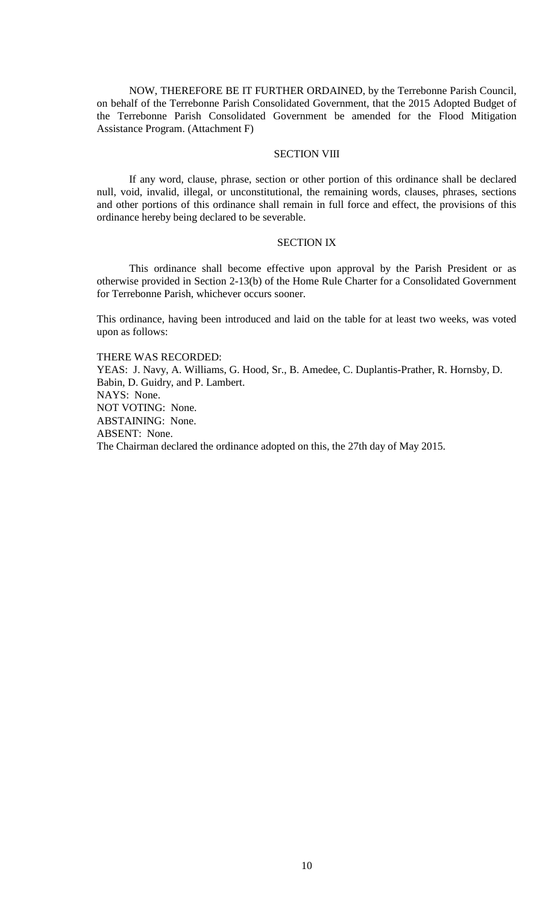NOW, THEREFORE BE IT FURTHER ORDAINED, by the Terrebonne Parish Council, on behalf of the Terrebonne Parish Consolidated Government, that the 2015 Adopted Budget of the Terrebonne Parish Consolidated Government be amended for the Flood Mitigation Assistance Program. (Attachment F)

SECTION VIII

If any word, clause, phrase, section or other portion of this ordinance shall be declared null, void, invalid, illegal, or unconstitutional, the remaining words, clauses, phrases, sections and other portions of this ordinance shall remain in full force and effect, the provisions of this ordinance hereby being declared to be severable.

SECTION IX

This ordinance shall become effective upon approval by the Parish President or as otherwise provided in Section 2-13(b) of the Home Rule Charter for a Consolidated Government for Terrebonne Parish, whichever occurs sooner.

This ordinance, having been introduced and laid on the table for at least two weeks, was voted upon as follows:

THERE WAS RECORDED:
YEAS: J. Navy, A. Williams, G. Hood, Sr., B. Amedee, C. Duplantis-Prather, R. Hornsby, D. Babin, D. Guidry, and P. Lambert.
NAYS: None.
NOT VOTING: None.
ABSTAINING: None.
ABSENT: None.
The Chairman declared the ordinance adopted on this, the 27th day of May 2015.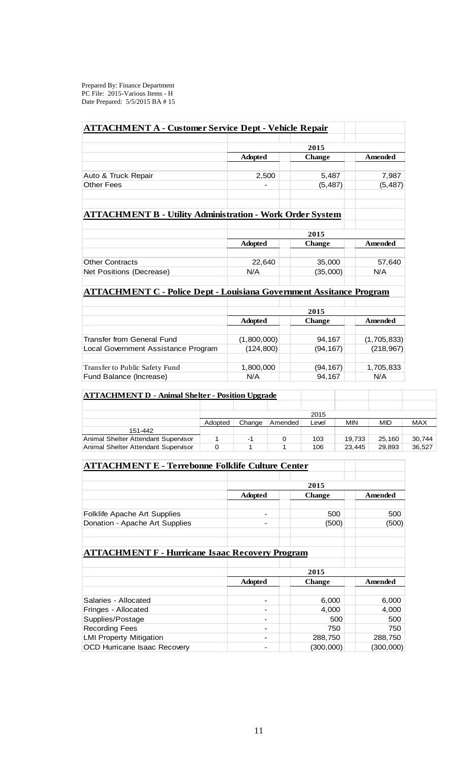Prepared By: Finance Department
PC File: 2015-Various Items - H
Date Prepared: 5/5/2015 BA # 15

## ATTACHMENT A - Customer Service Dept - Vehicle Repair

| | 2015 | | |
|---|---|---|---|
| | **Adopted** | **Change** | **Amended** |
| Auto & Truck Repair | 2,500 | 5,487 | 7,987 |
| Other Fees | - | (5,487) | (5,487) |

## ATTACHMENT B - Utility Administration - Work Order System

| | 2015 | | |
|---|---|---|---|
| | **Adopted** | **Change** | **Amended** |
| Other Contracts | 22,640 | 35,000 | 57,640 |
| Net Positions (Decrease) | N/A | (35,000) | N/A |

## ATTACHMENT C - Police Dept - Louisiana Government Assitance Program

| | 2015 | | |
|---|---|---|---|
| | **Adopted** | **Change** | **Amended** |
| Transfer from General Fund | (1,800,000) | 94,167 | (1,705,833) |
| Local Government Assistance Program | (124,800) | (94,167) | (218,967) |
| Transfer to Public Safety Fund | 1,800,000 | (94,167) | 1,705,833 |
| Fund Balance (Increase) | N/A | 94,167 | N/A |

## ATTACHMENT D - Animal Shelter - Position Upgrade

| | 2015 | | | | | | |
|---|---|---|---|---|---|---|---|
| | Adopted | Change | Amended | Level | MIN | MID | MAX |
| 151-442 | | | | | | | |
| Animal Shelter Attendant Supervisor | 1 | -1 | 0 | 103 | 19,733 | 25,160 | 30,744 |
| Animal Shelter Attendant Supervisor | 0 | 1 | 1 | 106 | 23,445 | 29,893 | 36,527 |

## ATTACHMENT E - Terrebonne Folklife Culture Center

| | 2015 | | |
|---|---|---|---|
| | **Adopted** | **Change** | **Amended** |
| Folklife Apache Art Supplies | - | 500 | 500 |
| Donation - Apache Art Supplies | - | (500) | (500) |

## ATTACHMENT F - Hurricane Isaac Recovery Program

| | 2015 | | |
|---|---|---|---|
| | **Adopted** | **Change** | **Amended** |
| Salaries - Allocated | - | 6,000 | 6,000 |
| Fringes - Allocated | - | 4,000 | 4,000 |
| Supplies/Postage | - | 500 | 500 |
| Recording Fees | - | 750 | 750 |
| LMI Property Mitigation | - | 288,750 | 288,750 |
| OCD Hurricane Isaac Recovery | - | (300,000) | (300,000) |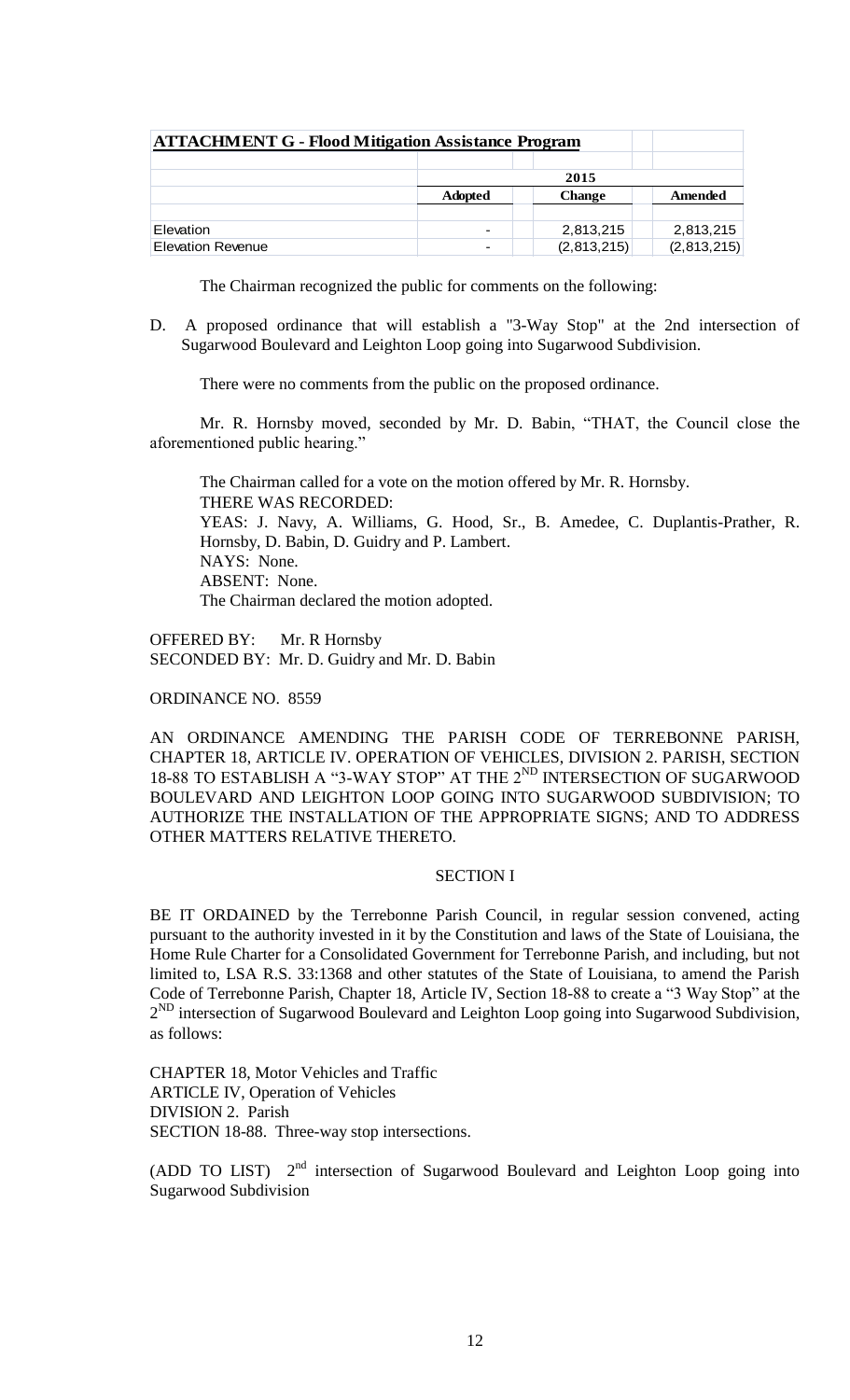**ATTACHMENT G - Flood Mitigation Assistance Program**

| | 2015 | | |
|---|---|---|---|
| | **Adopted** | **Change** | **Amended** |
| Elevation | - | 2,813,215 | 2,813,215 |
| Elevation Revenue | - | (2,813,215) | (2,813,215) |

The Chairman recognized the public for comments on the following:

D. A proposed ordinance that will establish a "3-Way Stop" at the 2nd intersection of Sugarwood Boulevard and Leighton Loop going into Sugarwood Subdivision.

There were no comments from the public on the proposed ordinance.

Mr. R. Hornsby moved, seconded by Mr. D. Babin, "THAT, the Council close the aforementioned public hearing."

The Chairman called for a vote on the motion offered by Mr. R. Hornsby.
THERE WAS RECORDED:
YEAS: J. Navy, A. Williams, G. Hood, Sr., B. Amedee, C. Duplantis-Prather, R. Hornsby, D. Babin, D. Guidry and P. Lambert.
NAYS: None.
ABSENT: None.
The Chairman declared the motion adopted.

OFFERED BY: Mr. R Hornsby
SECONDED BY: Mr. D. Guidry and Mr. D. Babin

ORDINANCE NO. 8559

AN ORDINANCE AMENDING THE PARISH CODE OF TERREBONNE PARISH, CHAPTER 18, ARTICLE IV. OPERATION OF VEHICLES, DIVISION 2. PARISH, SECTION 18-88 TO ESTABLISH A "3-WAY STOP" AT THE 2ND INTERSECTION OF SUGARWOOD BOULEVARD AND LEIGHTON LOOP GOING INTO SUGARWOOD SUBDIVISION; TO AUTHORIZE THE INSTALLATION OF THE APPROPRIATE SIGNS; AND TO ADDRESS OTHER MATTERS RELATIVE THERETO.

SECTION I

BE IT ORDAINED by the Terrebonne Parish Council, in regular session convened, acting pursuant to the authority invested in it by the Constitution and laws of the State of Louisiana, the Home Rule Charter for a Consolidated Government for Terrebonne Parish, and including, but not limited to, LSA R.S. 33:1368 and other statutes of the State of Louisiana, to amend the Parish Code of Terrebonne Parish, Chapter 18, Article IV, Section 18-88 to create a "3 Way Stop" at the 2ND intersection of Sugarwood Boulevard and Leighton Loop going into Sugarwood Subdivision, as follows:

CHAPTER 18, Motor Vehicles and Traffic
ARTICLE IV, Operation of Vehicles
DIVISION 2. Parish
SECTION 18-88. Three-way stop intersections.

(ADD TO LIST) 2nd intersection of Sugarwood Boulevard and Leighton Loop going into Sugarwood Subdivision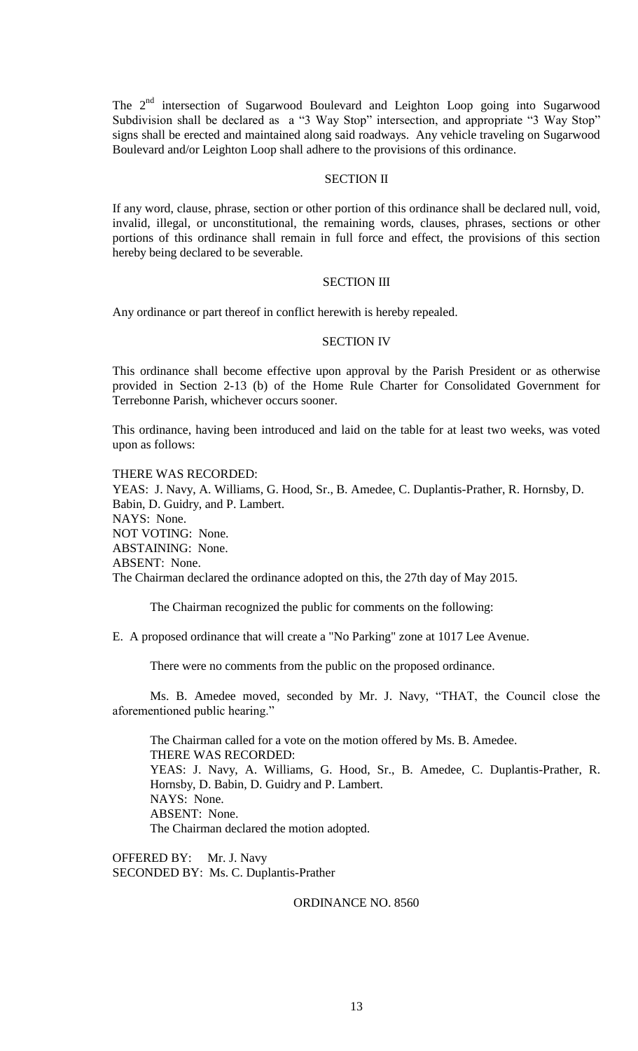The 2nd intersection of Sugarwood Boulevard and Leighton Loop going into Sugarwood Subdivision shall be declared as a "3 Way Stop" intersection, and appropriate "3 Way Stop" signs shall be erected and maintained along said roadways. Any vehicle traveling on Sugarwood Boulevard and/or Leighton Loop shall adhere to the provisions of this ordinance.

SECTION II

If any word, clause, phrase, section or other portion of this ordinance shall be declared null, void, invalid, illegal, or unconstitutional, the remaining words, clauses, phrases, sections or other portions of this ordinance shall remain in full force and effect, the provisions of this section hereby being declared to be severable.

SECTION III

Any ordinance or part thereof in conflict herewith is hereby repealed.

SECTION IV

This ordinance shall become effective upon approval by the Parish President or as otherwise provided in Section 2-13 (b) of the Home Rule Charter for Consolidated Government for Terrebonne Parish, whichever occurs sooner.

This ordinance, having been introduced and laid on the table for at least two weeks, was voted upon as follows:

THERE WAS RECORDED:
YEAS: J. Navy, A. Williams, G. Hood, Sr., B. Amedee, C. Duplantis-Prather, R. Hornsby, D. Babin, D. Guidry, and P. Lambert.
NAYS: None.
NOT VOTING: None.
ABSTAINING: None.
ABSENT: None.
The Chairman declared the ordinance adopted on this, the 27th day of May 2015.

The Chairman recognized the public for comments on the following:

E. A proposed ordinance that will create a "No Parking" zone at 1017 Lee Avenue.

There were no comments from the public on the proposed ordinance.

Ms. B. Amedee moved, seconded by Mr. J. Navy, "THAT, the Council close the aforementioned public hearing."

The Chairman called for a vote on the motion offered by Ms. B. Amedee.
THERE WAS RECORDED:
YEAS: J. Navy, A. Williams, G. Hood, Sr., B. Amedee, C. Duplantis-Prather, R. Hornsby, D. Babin, D. Guidry and P. Lambert.
NAYS: None.
ABSENT: None.
The Chairman declared the motion adopted.

OFFERED BY: Mr. J. Navy
SECONDED BY: Ms. C. Duplantis-Prather

ORDINANCE NO. 8560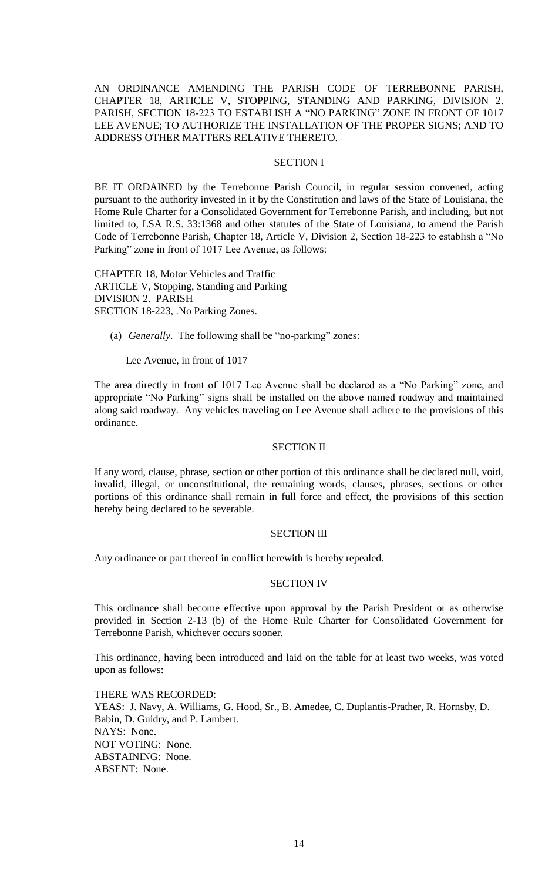AN ORDINANCE AMENDING THE PARISH CODE OF TERREBONNE PARISH, CHAPTER 18, ARTICLE V, STOPPING, STANDING AND PARKING, DIVISION 2. PARISH, SECTION 18-223 TO ESTABLISH A "NO PARKING" ZONE IN FRONT OF 1017 LEE AVENUE; TO AUTHORIZE THE INSTALLATION OF THE PROPER SIGNS; AND TO ADDRESS OTHER MATTERS RELATIVE THERETO.

## SECTION I

BE IT ORDAINED by the Terrebonne Parish Council, in regular session convened, acting pursuant to the authority invested in it by the Constitution and laws of the State of Louisiana, the Home Rule Charter for a Consolidated Government for Terrebonne Parish, and including, but not limited to, LSA R.S. 33:1368 and other statutes of the State of Louisiana, to amend the Parish Code of Terrebonne Parish, Chapter 18, Article V, Division 2, Section 18-223 to establish a "No Parking" zone in front of 1017 Lee Avenue, as follows:

CHAPTER 18, Motor Vehicles and Traffic
ARTICLE V, Stopping, Standing and Parking
DIVISION 2. PARISH
SECTION 18-223, .No Parking Zones.

(a) *Generally*. The following shall be "no-parking" zones:

Lee Avenue, in front of 1017

The area directly in front of 1017 Lee Avenue shall be declared as a "No Parking" zone, and appropriate "No Parking" signs shall be installed on the above named roadway and maintained along said roadway. Any vehicles traveling on Lee Avenue shall adhere to the provisions of this ordinance.

## SECTION II

If any word, clause, phrase, section or other portion of this ordinance shall be declared null, void, invalid, illegal, or unconstitutional, the remaining words, clauses, phrases, sections or other portions of this ordinance shall remain in full force and effect, the provisions of this section hereby being declared to be severable.

## SECTION III

Any ordinance or part thereof in conflict herewith is hereby repealed.

## SECTION IV

This ordinance shall become effective upon approval by the Parish President or as otherwise provided in Section 2-13 (b) of the Home Rule Charter for Consolidated Government for Terrebonne Parish, whichever occurs sooner.

This ordinance, having been introduced and laid on the table for at least two weeks, was voted upon as follows:

THERE WAS RECORDED:
YEAS: J. Navy, A. Williams, G. Hood, Sr., B. Amedee, C. Duplantis-Prather, R. Hornsby, D. Babin, D. Guidry, and P. Lambert.
NAYS: None.
NOT VOTING: None.
ABSTAINING: None.
ABSENT: None.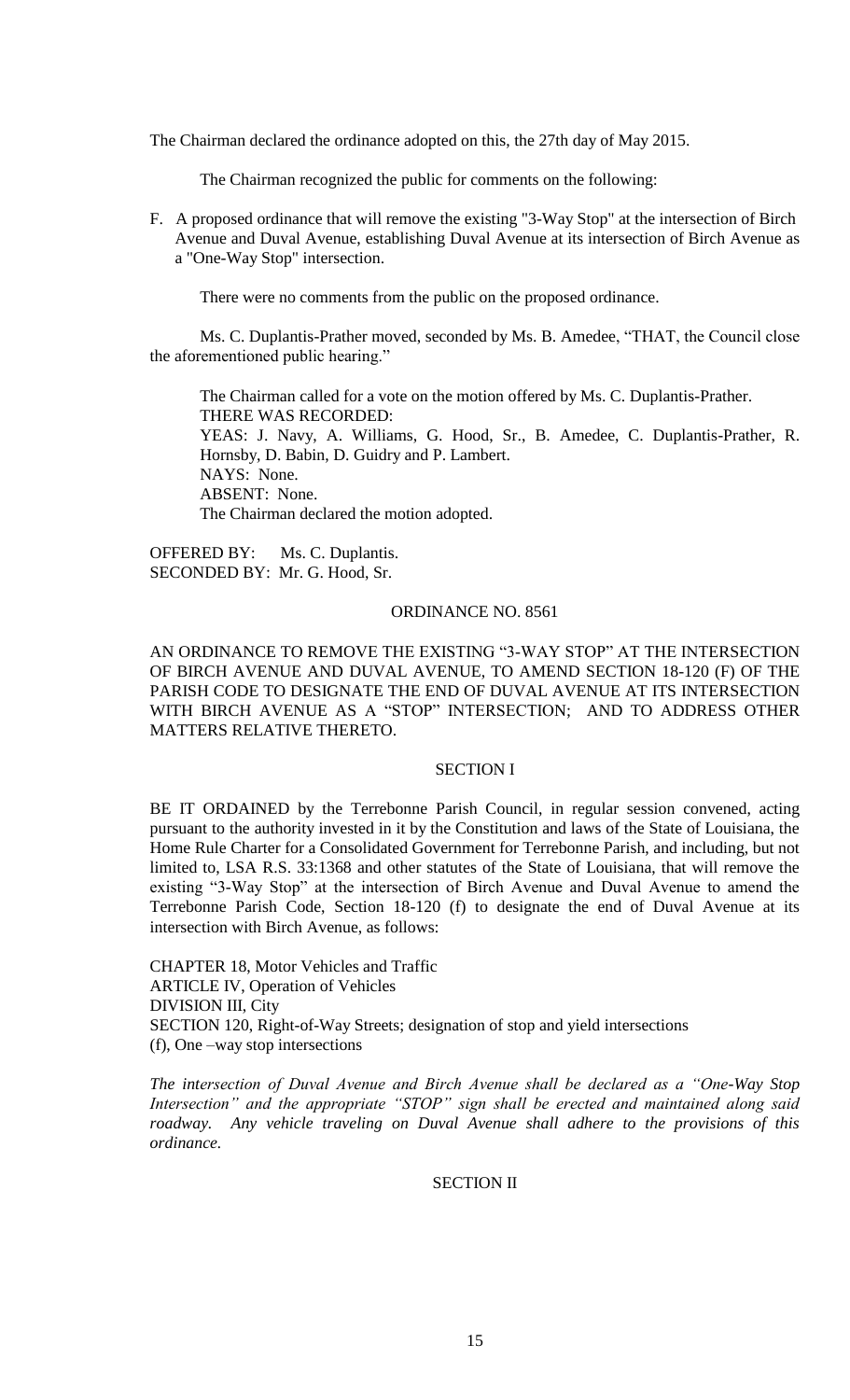The Chairman declared the ordinance adopted on this, the 27th day of May 2015.

The Chairman recognized the public for comments on the following:

F. A proposed ordinance that will remove the existing "3-Way Stop" at the intersection of Birch Avenue and Duval Avenue, establishing Duval Avenue at its intersection of Birch Avenue as a "One-Way Stop" intersection.

There were no comments from the public on the proposed ordinance.

Ms. C. Duplantis-Prather moved, seconded by Ms. B. Amedee, "THAT, the Council close the aforementioned public hearing."

The Chairman called for a vote on the motion offered by Ms. C. Duplantis-Prather.
THERE WAS RECORDED:
YEAS: J. Navy, A. Williams, G. Hood, Sr., B. Amedee, C. Duplantis-Prather, R. Hornsby, D. Babin, D. Guidry and P. Lambert.
NAYS: None.
ABSENT: None.
The Chairman declared the motion adopted.

OFFERED BY: Ms. C. Duplantis.
SECONDED BY: Mr. G. Hood, Sr.

ORDINANCE NO. 8561

AN ORDINANCE TO REMOVE THE EXISTING "3-WAY STOP" AT THE INTERSECTION OF BIRCH AVENUE AND DUVAL AVENUE, TO AMEND SECTION 18-120 (F) OF THE PARISH CODE TO DESIGNATE THE END OF DUVAL AVENUE AT ITS INTERSECTION WITH BIRCH AVENUE AS A "STOP" INTERSECTION; AND TO ADDRESS OTHER MATTERS RELATIVE THERETO.

SECTION I

BE IT ORDAINED by the Terrebonne Parish Council, in regular session convened, acting pursuant to the authority invested in it by the Constitution and laws of the State of Louisiana, the Home Rule Charter for a Consolidated Government for Terrebonne Parish, and including, but not limited to, LSA R.S. 33:1368 and other statutes of the State of Louisiana, that will remove the existing "3-Way Stop" at the intersection of Birch Avenue and Duval Avenue to amend the Terrebonne Parish Code, Section 18-120 (f) to designate the end of Duval Avenue at its intersection with Birch Avenue, as follows:

CHAPTER 18, Motor Vehicles and Traffic
ARTICLE IV, Operation of Vehicles
DIVISION III, City
SECTION 120, Right-of-Way Streets; designation of stop and yield intersections
(f), One –way stop intersections

*The intersection of Duval Avenue and Birch Avenue shall be declared as a "One-Way Stop Intersection" and the appropriate "STOP" sign shall be erected and maintained along said roadway. Any vehicle traveling on Duval Avenue shall adhere to the provisions of this ordinance.*

SECTION II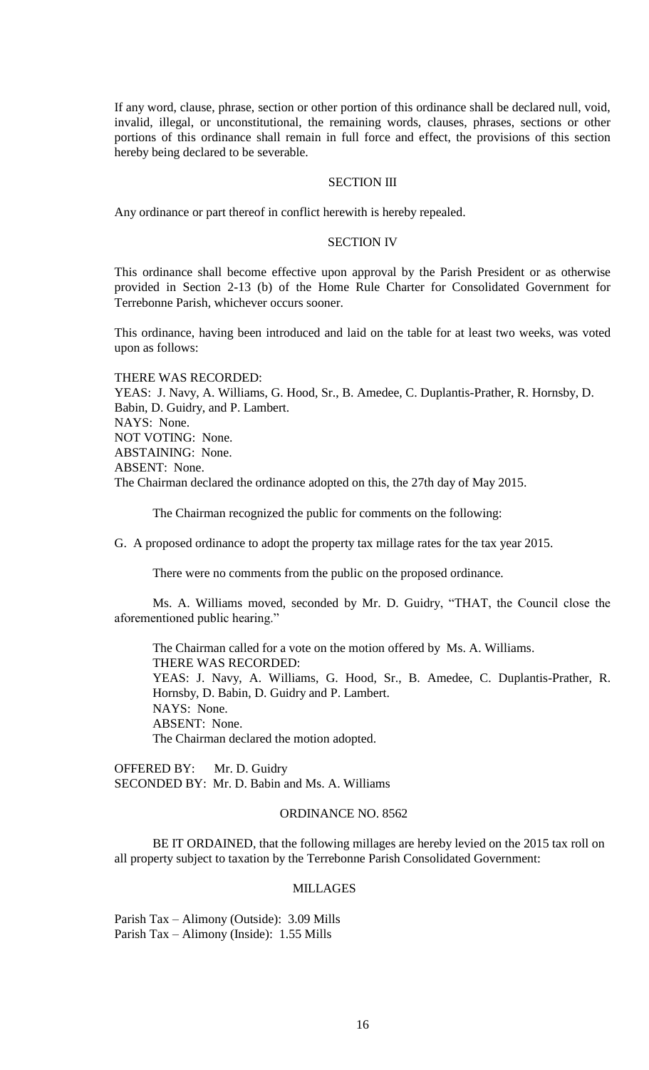If any word, clause, phrase, section or other portion of this ordinance shall be declared null, void, invalid, illegal, or unconstitutional, the remaining words, clauses, phrases, sections or other portions of this ordinance shall remain in full force and effect, the provisions of this section hereby being declared to be severable.

SECTION III

Any ordinance or part thereof in conflict herewith is hereby repealed.

SECTION IV

This ordinance shall become effective upon approval by the Parish President or as otherwise provided in Section 2-13 (b) of the Home Rule Charter for Consolidated Government for Terrebonne Parish, whichever occurs sooner.

This ordinance, having been introduced and laid on the table for at least two weeks, was voted upon as follows:

THERE WAS RECORDED:
YEAS: J. Navy, A. Williams, G. Hood, Sr., B. Amedee, C. Duplantis-Prather, R. Hornsby, D. Babin, D. Guidry, and P. Lambert.
NAYS: None.
NOT VOTING: None.
ABSTAINING: None.
ABSENT: None.
The Chairman declared the ordinance adopted on this, the 27th day of May 2015.

The Chairman recognized the public for comments on the following:

G. A proposed ordinance to adopt the property tax millage rates for the tax year 2015.

There were no comments from the public on the proposed ordinance.

Ms. A. Williams moved, seconded by Mr. D. Guidry, "THAT, the Council close the aforementioned public hearing."

The Chairman called for a vote on the motion offered by Ms. A. Williams.
THERE WAS RECORDED:
YEAS: J. Navy, A. Williams, G. Hood, Sr., B. Amedee, C. Duplantis-Prather, R. Hornsby, D. Babin, D. Guidry and P. Lambert.
NAYS: None.
ABSENT: None.
The Chairman declared the motion adopted.

OFFERED BY: Mr. D. Guidry
SECONDED BY: Mr. D. Babin and Ms. A. Williams

ORDINANCE NO. 8562

BE IT ORDAINED, that the following millages are hereby levied on the 2015 tax roll on all property subject to taxation by the Terrebonne Parish Consolidated Government:

MILLAGES

Parish Tax – Alimony (Outside): 3.09 Mills
Parish Tax – Alimony (Inside): 1.55 Mills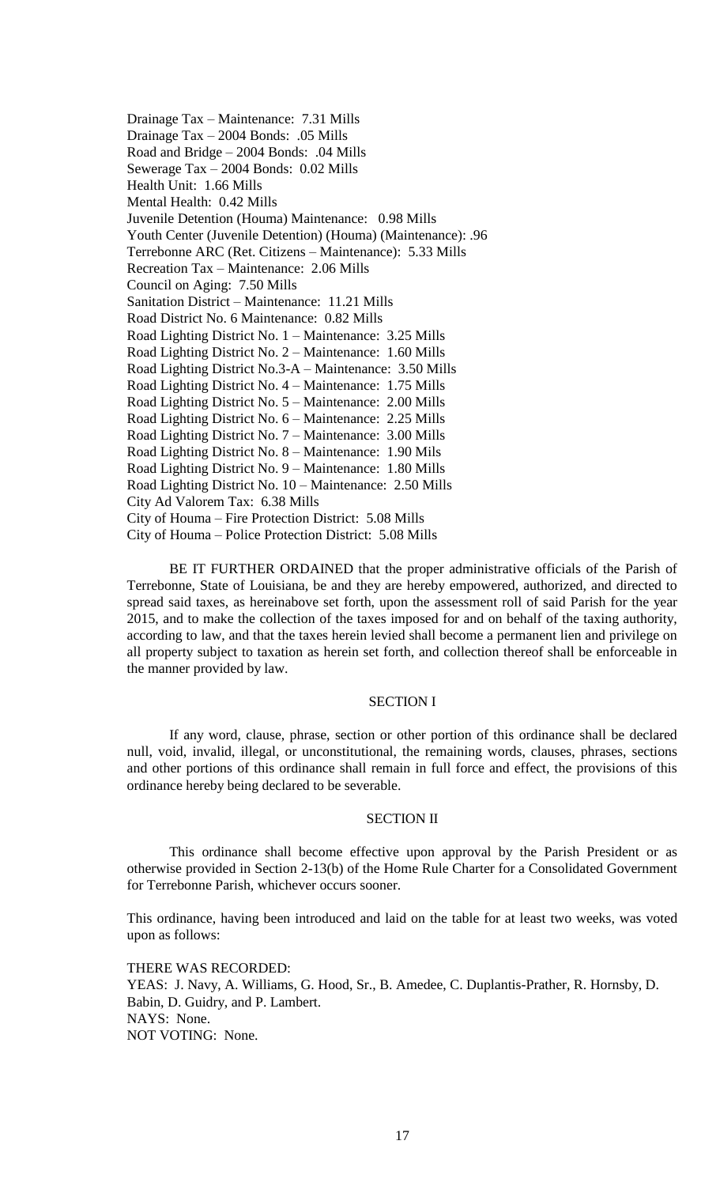Drainage Tax – Maintenance: 7.31 Mills
Drainage Tax – 2004 Bonds: .05 Mills
Road and Bridge – 2004 Bonds: .04 Mills
Sewerage Tax – 2004 Bonds: 0.02 Mills
Health Unit: 1.66 Mills
Mental Health: 0.42 Mills
Juvenile Detention (Houma) Maintenance: 0.98 Mills
Youth Center (Juvenile Detention) (Houma) (Maintenance): .96
Terrebonne ARC (Ret. Citizens – Maintenance): 5.33 Mills
Recreation Tax – Maintenance: 2.06 Mills
Council on Aging: 7.50 Mills
Sanitation District – Maintenance: 11.21 Mills
Road District No. 6 Maintenance: 0.82 Mills
Road Lighting District No. 1 – Maintenance: 3.25 Mills
Road Lighting District No. 2 – Maintenance: 1.60 Mills
Road Lighting District No.3-A – Maintenance: 3.50 Mills
Road Lighting District No. 4 – Maintenance: 1.75 Mills
Road Lighting District No. 5 – Maintenance: 2.00 Mills
Road Lighting District No. 6 – Maintenance: 2.25 Mills
Road Lighting District No. 7 – Maintenance: 3.00 Mills
Road Lighting District No. 8 – Maintenance: 1.90 Mils
Road Lighting District No. 9 – Maintenance: 1.80 Mills
Road Lighting District No. 10 – Maintenance: 2.50 Mills
City Ad Valorem Tax: 6.38 Mills
City of Houma – Fire Protection District: 5.08 Mills
City of Houma – Police Protection District: 5.08 Mills

BE IT FURTHER ORDAINED that the proper administrative officials of the Parish of Terrebonne, State of Louisiana, be and they are hereby empowered, authorized, and directed to spread said taxes, as hereinabove set forth, upon the assessment roll of said Parish for the year 2015, and to make the collection of the taxes imposed for and on behalf of the taxing authority, according to law, and that the taxes herein levied shall become a permanent lien and privilege on all property subject to taxation as herein set forth, and collection thereof shall be enforceable in the manner provided by law.

SECTION I

If any word, clause, phrase, section or other portion of this ordinance shall be declared null, void, invalid, illegal, or unconstitutional, the remaining words, clauses, phrases, sections and other portions of this ordinance shall remain in full force and effect, the provisions of this ordinance hereby being declared to be severable.

SECTION II

This ordinance shall become effective upon approval by the Parish President or as otherwise provided in Section 2-13(b) of the Home Rule Charter for a Consolidated Government for Terrebonne Parish, whichever occurs sooner.

This ordinance, having been introduced and laid on the table for at least two weeks, was voted upon as follows:

THERE WAS RECORDED:
YEAS: J. Navy, A. Williams, G. Hood, Sr., B. Amedee, C. Duplantis-Prather, R. Hornsby, D. Babin, D. Guidry, and P. Lambert.
NAYS: None.
NOT VOTING: None.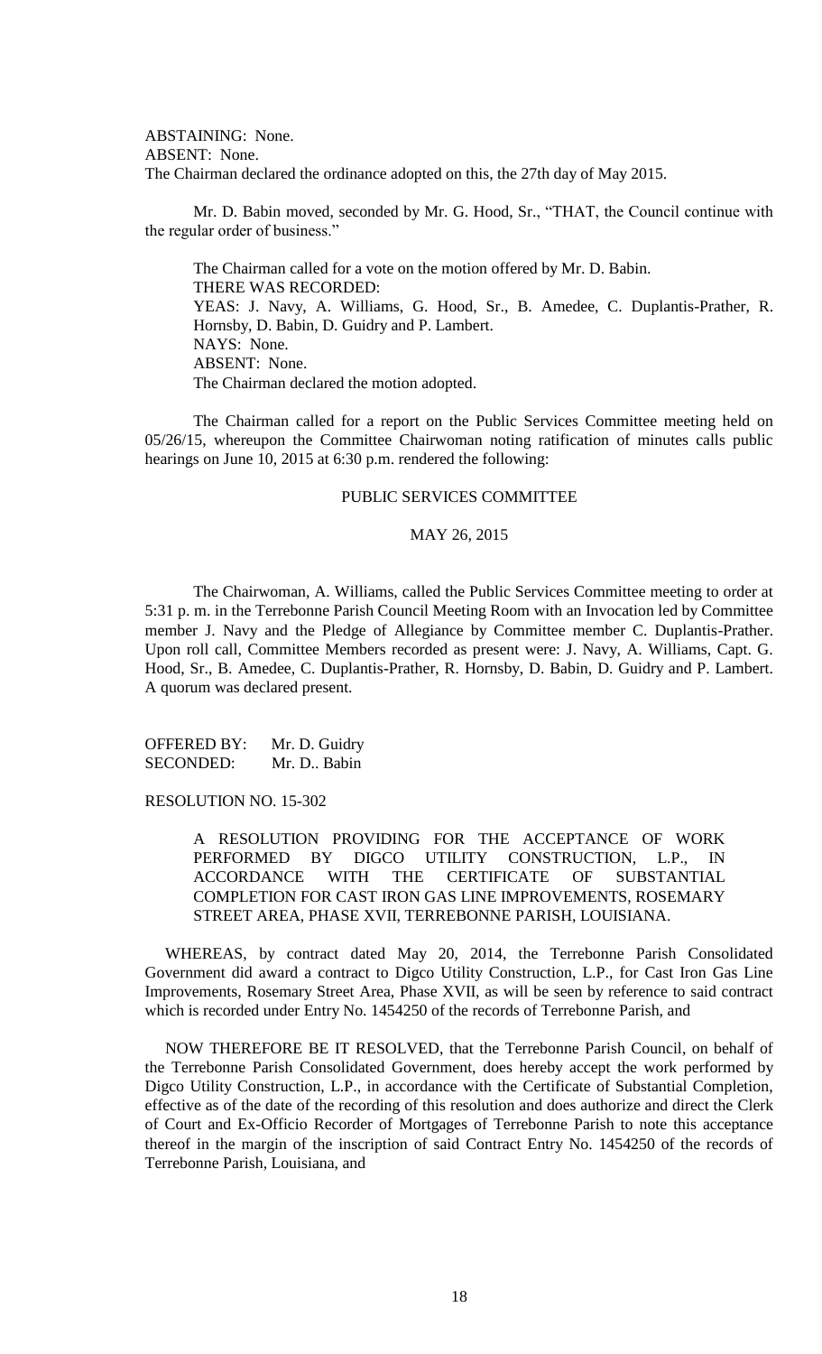ABSTAINING: None.
ABSENT: None.
The Chairman declared the ordinance adopted on this, the 27th day of May 2015.

Mr. D. Babin moved, seconded by Mr. G. Hood, Sr., "THAT, the Council continue with the regular order of business."

The Chairman called for a vote on the motion offered by Mr. D. Babin.
THERE WAS RECORDED:
YEAS: J. Navy, A. Williams, G. Hood, Sr., B. Amedee, C. Duplantis-Prather, R. Hornsby, D. Babin, D. Guidry and P. Lambert.
NAYS: None.
ABSENT: None.
The Chairman declared the motion adopted.

The Chairman called for a report on the Public Services Committee meeting held on 05/26/15, whereupon the Committee Chairwoman noting ratification of minutes calls public hearings on June 10, 2015 at 6:30 p.m. rendered the following:

PUBLIC SERVICES COMMITTEE

MAY 26, 2015

The Chairwoman, A. Williams, called the Public Services Committee meeting to order at 5:31 p. m. in the Terrebonne Parish Council Meeting Room with an Invocation led by Committee member J. Navy and the Pledge of Allegiance by Committee member C. Duplantis-Prather. Upon roll call, Committee Members recorded as present were: J. Navy, A. Williams, Capt. G. Hood, Sr., B. Amedee, C. Duplantis-Prather, R. Hornsby, D. Babin, D. Guidry and P. Lambert. A quorum was declared present.

OFFERED BY: Mr. D. Guidry
SECONDED: Mr. D.. Babin

RESOLUTION NO. 15-302

A RESOLUTION PROVIDING FOR THE ACCEPTANCE OF WORK PERFORMED BY DIGCO UTILITY CONSTRUCTION, L.P., IN ACCORDANCE WITH THE CERTIFICATE OF SUBSTANTIAL COMPLETION FOR CAST IRON GAS LINE IMPROVEMENTS, ROSEMARY STREET AREA, PHASE XVII, TERREBONNE PARISH, LOUISIANA.

WHEREAS, by contract dated May 20, 2014, the Terrebonne Parish Consolidated Government did award a contract to Digco Utility Construction, L.P., for Cast Iron Gas Line Improvements, Rosemary Street Area, Phase XVII, as will be seen by reference to said contract which is recorded under Entry No. 1454250 of the records of Terrebonne Parish, and

NOW THEREFORE BE IT RESOLVED, that the Terrebonne Parish Council, on behalf of the Terrebonne Parish Consolidated Government, does hereby accept the work performed by Digco Utility Construction, L.P., in accordance with the Certificate of Substantial Completion, effective as of the date of the recording of this resolution and does authorize and direct the Clerk of Court and Ex-Officio Recorder of Mortgages of Terrebonne Parish to note this acceptance thereof in the margin of the inscription of said Contract Entry No. 1454250 of the records of Terrebonne Parish, Louisiana, and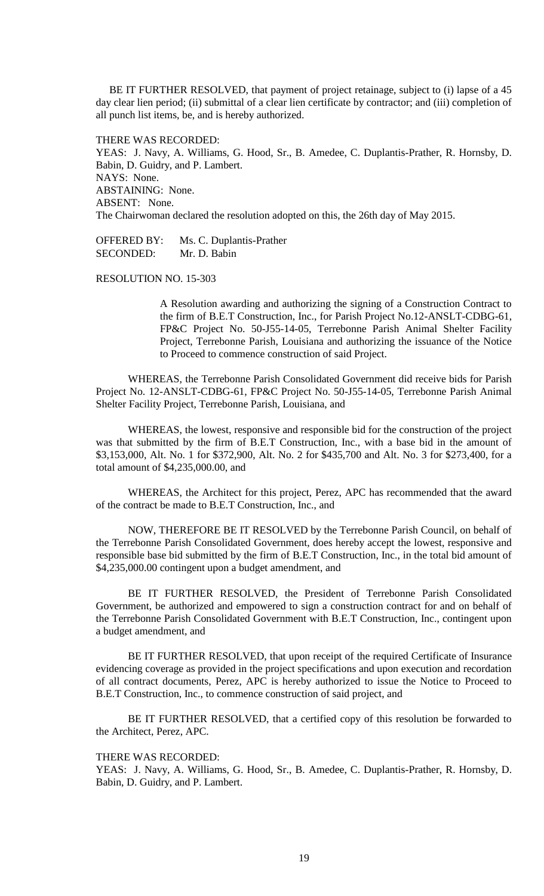BE IT FURTHER RESOLVED, that payment of project retainage, subject to (i) lapse of a 45 day clear lien period; (ii) submittal of a clear lien certificate by contractor; and (iii) completion of all punch list items, be, and is hereby authorized.

THERE WAS RECORDED:
YEAS: J. Navy, A. Williams, G. Hood, Sr., B. Amedee, C. Duplantis-Prather, R. Hornsby, D. Babin, D. Guidry, and P. Lambert.
NAYS: None.
ABSTAINING: None.
ABSENT: None.
The Chairwoman declared the resolution adopted on this, the 26th day of May 2015.

OFFERED BY: Ms. C. Duplantis-Prather
SECONDED: Mr. D. Babin

RESOLUTION NO. 15-303

A Resolution awarding and authorizing the signing of a Construction Contract to the firm of B.E.T Construction, Inc., for Parish Project No.12-ANSLT-CDBG-61, FP&C Project No. 50-J55-14-05, Terrebonne Parish Animal Shelter Facility Project, Terrebonne Parish, Louisiana and authorizing the issuance of the Notice to Proceed to commence construction of said Project.

WHEREAS, the Terrebonne Parish Consolidated Government did receive bids for Parish Project No. 12-ANSLT-CDBG-61, FP&C Project No. 50-J55-14-05, Terrebonne Parish Animal Shelter Facility Project, Terrebonne Parish, Louisiana, and

WHEREAS, the lowest, responsive and responsible bid for the construction of the project was that submitted by the firm of B.E.T Construction, Inc., with a base bid in the amount of $3,153,000, Alt. No. 1 for $372,900, Alt. No. 2 for $435,700 and Alt. No. 3 for $273,400, for a total amount of $4,235,000.00, and

WHEREAS, the Architect for this project, Perez, APC has recommended that the award of the contract be made to B.E.T Construction, Inc., and

NOW, THEREFORE BE IT RESOLVED by the Terrebonne Parish Council, on behalf of the Terrebonne Parish Consolidated Government, does hereby accept the lowest, responsive and responsible base bid submitted by the firm of B.E.T Construction, Inc., in the total bid amount of $4,235,000.00 contingent upon a budget amendment, and

BE IT FURTHER RESOLVED, the President of Terrebonne Parish Consolidated Government, be authorized and empowered to sign a construction contract for and on behalf of the Terrebonne Parish Consolidated Government with B.E.T Construction, Inc., contingent upon a budget amendment, and

BE IT FURTHER RESOLVED, that upon receipt of the required Certificate of Insurance evidencing coverage as provided in the project specifications and upon execution and recordation of all contract documents, Perez, APC is hereby authorized to issue the Notice to Proceed to B.E.T Construction, Inc., to commence construction of said project, and

BE IT FURTHER RESOLVED, that a certified copy of this resolution be forwarded to the Architect, Perez, APC.

THERE WAS RECORDED:
YEAS: J. Navy, A. Williams, G. Hood, Sr., B. Amedee, C. Duplantis-Prather, R. Hornsby, D. Babin, D. Guidry, and P. Lambert.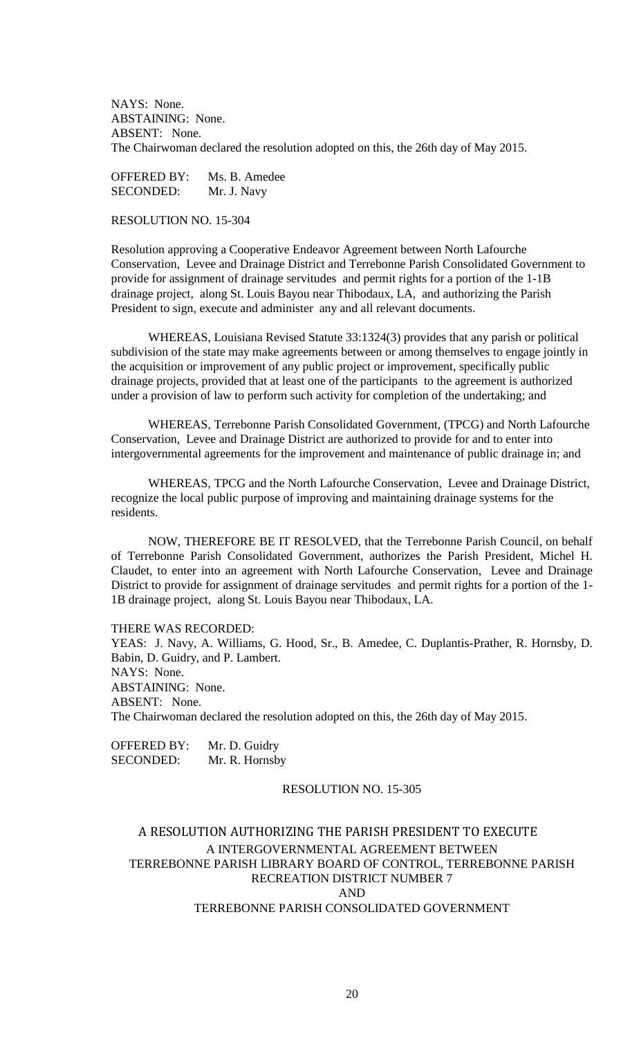NAYS: None.
ABSTAINING: None.
ABSENT: None.
The Chairwoman declared the resolution adopted on this, the 26th day of May 2015.

OFFERED BY: Ms. B. Amedee
SECONDED: Mr. J. Navy

RESOLUTION NO. 15-304

Resolution approving a Cooperative Endeavor Agreement between North Lafourche Conservation, Levee and Drainage District and Terrebonne Parish Consolidated Government to provide for assignment of drainage servitudes and permit rights for a portion of the 1-1B drainage project, along St. Louis Bayou near Thibodaux, LA, and authorizing the Parish President to sign, execute and administer any and all relevant documents.

WHEREAS, Louisiana Revised Statute 33:1324(3) provides that any parish or political subdivision of the state may make agreements between or among themselves to engage jointly in the acquisition or improvement of any public project or improvement, specifically public drainage projects, provided that at least one of the participants to the agreement is authorized under a provision of law to perform such activity for completion of the undertaking; and

WHEREAS, Terrebonne Parish Consolidated Government, (TPCG) and North Lafourche Conservation, Levee and Drainage District are authorized to provide for and to enter into intergovernmental agreements for the improvement and maintenance of public drainage in; and

WHEREAS, TPCG and the North Lafourche Conservation, Levee and Drainage District, recognize the local public purpose of improving and maintaining drainage systems for the residents.

NOW, THEREFORE BE IT RESOLVED, that the Terrebonne Parish Council, on behalf of Terrebonne Parish Consolidated Government, authorizes the Parish President, Michel H. Claudet, to enter into an agreement with North Lafourche Conservation, Levee and Drainage District to provide for assignment of drainage servitudes and permit rights for a portion of the 1-1B drainage project, along St. Louis Bayou near Thibodaux, LA.

THERE WAS RECORDED:
YEAS: J. Navy, A. Williams, G. Hood, Sr., B. Amedee, C. Duplantis-Prather, R. Hornsby, D. Babin, D. Guidry, and P. Lambert.
NAYS: None.
ABSTAINING: None.
ABSENT: None.
The Chairwoman declared the resolution adopted on this, the 26th day of May 2015.

OFFERED BY: Mr. D. Guidry
SECONDED: Mr. R. Hornsby

RESOLUTION NO. 15-305

A RESOLUTION AUTHORIZING THE PARISH PRESIDENT TO EXECUTE
A INTERGOVERNMENTAL AGREEMENT BETWEEN
TERREBONNE PARISH LIBRARY BOARD OF CONTROL, TERREBONNE PARISH RECREATION DISTRICT NUMBER 7
AND
TERREBONNE PARISH CONSOLIDATED GOVERNMENT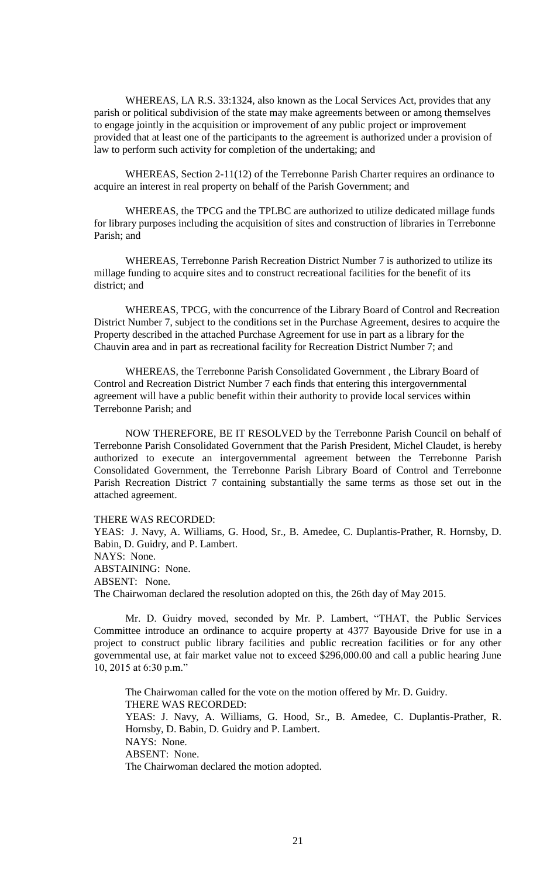WHEREAS, LA R.S. 33:1324, also known as the Local Services Act, provides that any parish or political subdivision of the state may make agreements between or among themselves to engage jointly in the acquisition or improvement of any public project or improvement provided that at least one of the participants to the agreement is authorized under a provision of law to perform such activity for completion of the undertaking; and

WHEREAS, Section 2-11(12) of the Terrebonne Parish Charter requires an ordinance to acquire an interest in real property on behalf of the Parish Government; and

WHEREAS, the TPCG and the TPLBC are authorized to utilize dedicated millage funds for library purposes including the acquisition of sites and construction of libraries in Terrebonne Parish; and

WHEREAS, Terrebonne Parish Recreation District Number 7 is authorized to utilize its millage funding to acquire sites and to construct recreational facilities for the benefit of its district; and

WHEREAS, TPCG, with the concurrence of the Library Board of Control and Recreation District Number 7, subject to the conditions set in the Purchase Agreement, desires to acquire the Property described in the attached Purchase Agreement for use in part as a library for the Chauvin area and in part as recreational facility for Recreation District Number 7; and

WHEREAS, the Terrebonne Parish Consolidated Government , the Library Board of Control and Recreation District Number 7 each finds that entering this intergovernmental agreement will have a public benefit within their authority to provide local services within Terrebonne Parish; and

NOW THEREFORE, BE IT RESOLVED by the Terrebonne Parish Council on behalf of Terrebonne Parish Consolidated Government that the Parish President, Michel Claudet, is hereby authorized to execute an intergovernmental agreement between the Terrebonne Parish Consolidated Government, the Terrebonne Parish Library Board of Control and Terrebonne Parish Recreation District 7 containing substantially the same terms as those set out in the attached agreement.

THERE WAS RECORDED:
YEAS: J. Navy, A. Williams, G. Hood, Sr., B. Amedee, C. Duplantis-Prather, R. Hornsby, D. Babin, D. Guidry, and P. Lambert.
NAYS: None.
ABSTAINING: None.
ABSENT: None.
The Chairwoman declared the resolution adopted on this, the 26th day of May 2015.

Mr. D. Guidry moved, seconded by Mr. P. Lambert, "THAT, the Public Services Committee introduce an ordinance to acquire property at 4377 Bayouside Drive for use in a project to construct public library facilities and public recreation facilities or for any other governmental use, at fair market value not to exceed $296,000.00 and call a public hearing June 10, 2015 at 6:30 p.m."

The Chairwoman called for the vote on the motion offered by Mr. D. Guidry.
THERE WAS RECORDED:
YEAS: J. Navy, A. Williams, G. Hood, Sr., B. Amedee, C. Duplantis-Prather, R. Hornsby, D. Babin, D. Guidry and P. Lambert.
NAYS: None.
ABSENT: None.
The Chairwoman declared the motion adopted.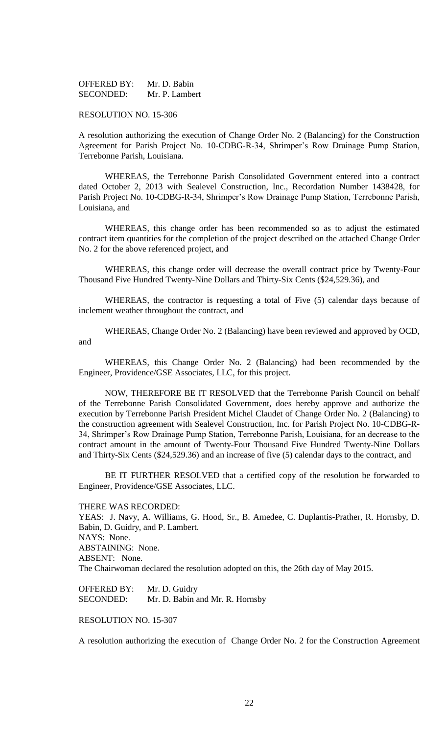OFFERED BY: Mr. D. Babin
SECONDED: Mr. P. Lambert

RESOLUTION NO. 15-306

A resolution authorizing the execution of Change Order No. 2 (Balancing) for the Construction Agreement for Parish Project No. 10-CDBG-R-34, Shrimper's Row Drainage Pump Station, Terrebonne Parish, Louisiana.

WHEREAS, the Terrebonne Parish Consolidated Government entered into a contract dated October 2, 2013 with Sealevel Construction, Inc., Recordation Number 1438428, for Parish Project No. 10-CDBG-R-34, Shrimper's Row Drainage Pump Station, Terrebonne Parish, Louisiana, and

WHEREAS, this change order has been recommended so as to adjust the estimated contract item quantities for the completion of the project described on the attached Change Order No. 2 for the above referenced project, and

WHEREAS, this change order will decrease the overall contract price by Twenty-Four Thousand Five Hundred Twenty-Nine Dollars and Thirty-Six Cents ($24,529.36), and

WHEREAS, the contractor is requesting a total of Five (5) calendar days because of inclement weather throughout the contract, and

WHEREAS, Change Order No. 2 (Balancing) have been reviewed and approved by OCD, and

WHEREAS, this Change Order No. 2 (Balancing) had been recommended by the Engineer, Providence/GSE Associates, LLC, for this project.

NOW, THEREFORE BE IT RESOLVED that the Terrebonne Parish Council on behalf of the Terrebonne Parish Consolidated Government, does hereby approve and authorize the execution by Terrebonne Parish President Michel Claudet of Change Order No. 2 (Balancing) to the construction agreement with Sealevel Construction, Inc. for Parish Project No. 10-CDBG-R-34, Shrimper's Row Drainage Pump Station, Terrebonne Parish, Louisiana, for an decrease to the contract amount in the amount of Twenty-Four Thousand Five Hundred Twenty-Nine Dollars and Thirty-Six Cents ($24,529.36) and an increase of five (5) calendar days to the contract, and

BE IT FURTHER RESOLVED that a certified copy of the resolution be forwarded to Engineer, Providence/GSE Associates, LLC.

THERE WAS RECORDED:
YEAS: J. Navy, A. Williams, G. Hood, Sr., B. Amedee, C. Duplantis-Prather, R. Hornsby, D. Babin, D. Guidry, and P. Lambert.
NAYS: None.
ABSTAINING: None.
ABSENT: None.
The Chairwoman declared the resolution adopted on this, the 26th day of May 2015.

OFFERED BY: Mr. D. Guidry
SECONDED: Mr. D. Babin and Mr. R. Hornsby

RESOLUTION NO. 15-307

A resolution authorizing the execution of Change Order No. 2 for the Construction Agreement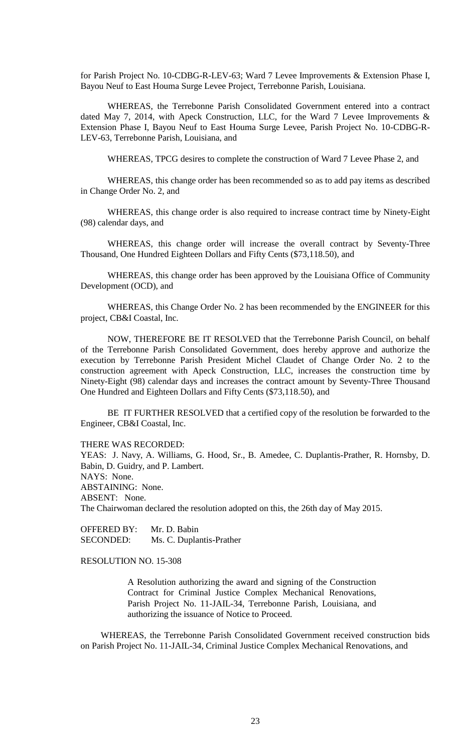for Parish Project No. 10-CDBG-R-LEV-63; Ward 7 Levee Improvements & Extension Phase I, Bayou Neuf to East Houma Surge Levee Project, Terrebonne Parish, Louisiana.

WHEREAS, the Terrebonne Parish Consolidated Government entered into a contract dated May 7, 2014, with Apeck Construction, LLC, for the Ward 7 Levee Improvements & Extension Phase I, Bayou Neuf to East Houma Surge Levee, Parish Project No. 10-CDBG-R-LEV-63, Terrebonne Parish, Louisiana, and

WHEREAS, TPCG desires to complete the construction of Ward 7 Levee Phase 2, and

WHEREAS, this change order has been recommended so as to add pay items as described in Change Order No. 2, and

WHEREAS, this change order is also required to increase contract time by Ninety-Eight (98) calendar days, and

WHEREAS, this change order will increase the overall contract by Seventy-Three Thousand, One Hundred Eighteen Dollars and Fifty Cents ($73,118.50), and

WHEREAS, this change order has been approved by the Louisiana Office of Community Development (OCD), and

WHEREAS, this Change Order No. 2 has been recommended by the ENGINEER for this project, CB&I Coastal, Inc.

NOW, THEREFORE BE IT RESOLVED that the Terrebonne Parish Council, on behalf of the Terrebonne Parish Consolidated Government, does hereby approve and authorize the execution by Terrebonne Parish President Michel Claudet of Change Order No. 2 to the construction agreement with Apeck Construction, LLC, increases the construction time by Ninety-Eight (98) calendar days and increases the contract amount by Seventy-Three Thousand One Hundred and Eighteen Dollars and Fifty Cents ($73,118.50), and

BE IT FURTHER RESOLVED that a certified copy of the resolution be forwarded to the Engineer, CB&I Coastal, Inc.

THERE WAS RECORDED:
YEAS: J. Navy, A. Williams, G. Hood, Sr., B. Amedee, C. Duplantis-Prather, R. Hornsby, D. Babin, D. Guidry, and P. Lambert.
NAYS: None.
ABSTAINING: None.
ABSENT: None.
The Chairwoman declared the resolution adopted on this, the 26th day of May 2015.

OFFERED BY: Mr. D. Babin
SECONDED: Ms. C. Duplantis-Prather

RESOLUTION NO. 15-308

A Resolution authorizing the award and signing of the Construction Contract for Criminal Justice Complex Mechanical Renovations, Parish Project No. 11-JAIL-34, Terrebonne Parish, Louisiana, and authorizing the issuance of Notice to Proceed.

WHEREAS, the Terrebonne Parish Consolidated Government received construction bids on Parish Project No. 11-JAIL-34, Criminal Justice Complex Mechanical Renovations, and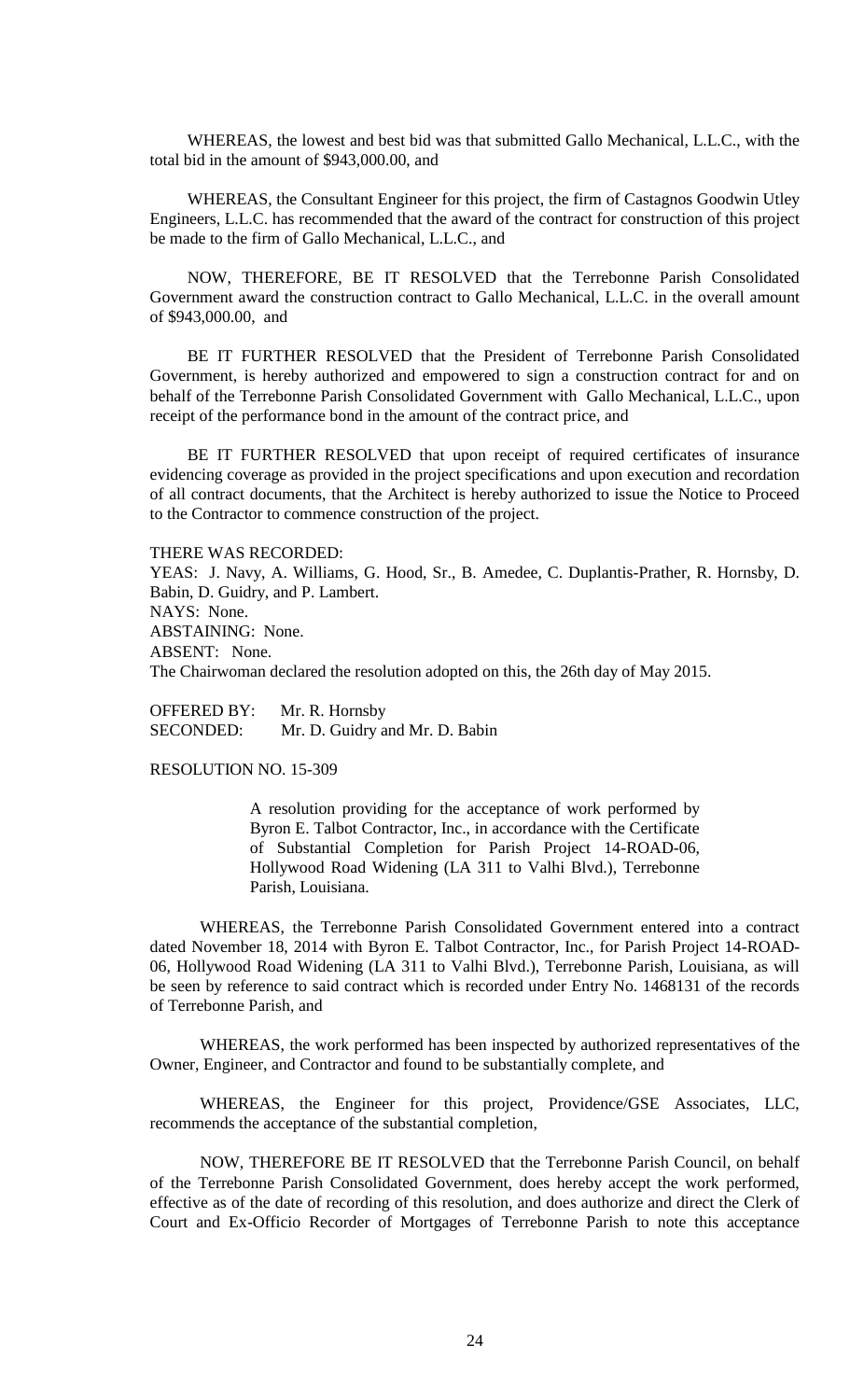WHEREAS, the lowest and best bid was that submitted Gallo Mechanical, L.L.C., with the total bid in the amount of $943,000.00, and

WHEREAS, the Consultant Engineer for this project, the firm of Castagnos Goodwin Utley Engineers, L.L.C. has recommended that the award of the contract for construction of this project be made to the firm of Gallo Mechanical, L.L.C., and

NOW, THEREFORE, BE IT RESOLVED that the Terrebonne Parish Consolidated Government award the construction contract to Gallo Mechanical, L.L.C. in the overall amount of $943,000.00, and

BE IT FURTHER RESOLVED that the President of Terrebonne Parish Consolidated Government, is hereby authorized and empowered to sign a construction contract for and on behalf of the Terrebonne Parish Consolidated Government with Gallo Mechanical, L.L.C., upon receipt of the performance bond in the amount of the contract price, and

BE IT FURTHER RESOLVED that upon receipt of required certificates of insurance evidencing coverage as provided in the project specifications and upon execution and recordation of all contract documents, that the Architect is hereby authorized to issue the Notice to Proceed to the Contractor to commence construction of the project.

THERE WAS RECORDED:
YEAS: J. Navy, A. Williams, G. Hood, Sr., B. Amedee, C. Duplantis-Prather, R. Hornsby, D. Babin, D. Guidry, and P. Lambert.
NAYS: None.
ABSTAINING: None.
ABSENT: None.
The Chairwoman declared the resolution adopted on this, the 26th day of May 2015.

OFFERED BY: Mr. R. Hornsby
SECONDED: Mr. D. Guidry and Mr. D. Babin

RESOLUTION NO. 15-309

> A resolution providing for the acceptance of work performed by Byron E. Talbot Contractor, Inc., in accordance with the Certificate of Substantial Completion for Parish Project 14-ROAD-06, Hollywood Road Widening (LA 311 to Valhi Blvd.), Terrebonne Parish, Louisiana.

WHEREAS, the Terrebonne Parish Consolidated Government entered into a contract dated November 18, 2014 with Byron E. Talbot Contractor, Inc., for Parish Project 14-ROAD-06, Hollywood Road Widening (LA 311 to Valhi Blvd.), Terrebonne Parish, Louisiana, as will be seen by reference to said contract which is recorded under Entry No. 1468131 of the records of Terrebonne Parish, and

WHEREAS, the work performed has been inspected by authorized representatives of the Owner, Engineer, and Contractor and found to be substantially complete, and

WHEREAS, the Engineer for this project, Providence/GSE Associates, LLC, recommends the acceptance of the substantial completion,

NOW, THEREFORE BE IT RESOLVED that the Terrebonne Parish Council, on behalf of the Terrebonne Parish Consolidated Government, does hereby accept the work performed, effective as of the date of recording of this resolution, and does authorize and direct the Clerk of Court and Ex-Officio Recorder of Mortgages of Terrebonne Parish to note this acceptance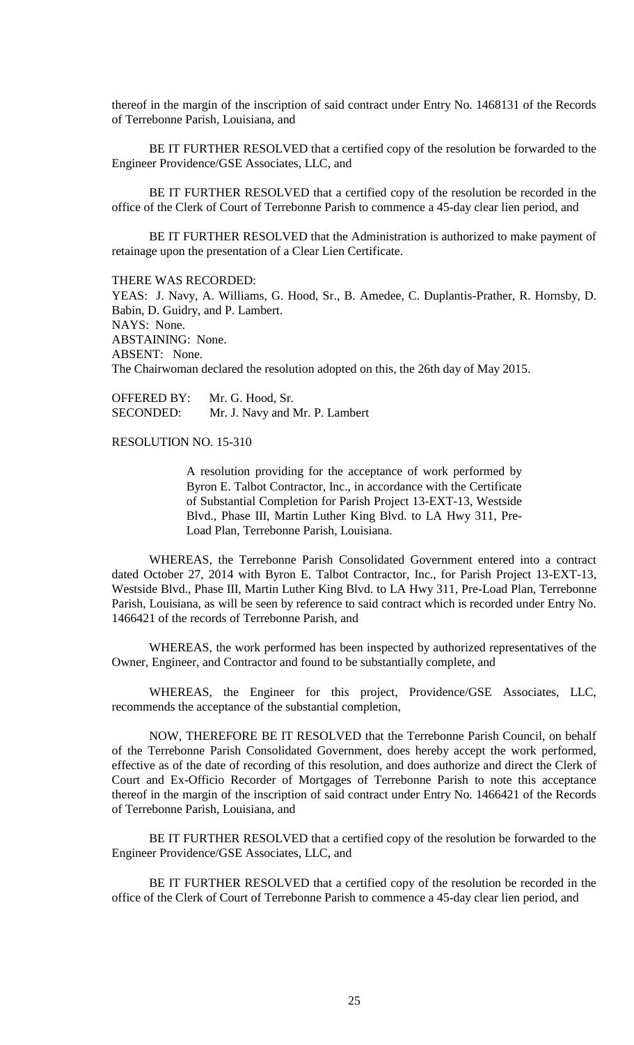thereof in the margin of the inscription of said contract under Entry No. 1468131 of the Records of Terrebonne Parish, Louisiana, and

BE IT FURTHER RESOLVED that a certified copy of the resolution be forwarded to the Engineer Providence/GSE Associates, LLC, and

BE IT FURTHER RESOLVED that a certified copy of the resolution be recorded in the office of the Clerk of Court of Terrebonne Parish to commence a 45-day clear lien period, and

BE IT FURTHER RESOLVED that the Administration is authorized to make payment of retainage upon the presentation of a Clear Lien Certificate.

THERE WAS RECORDED:
YEAS: J. Navy, A. Williams, G. Hood, Sr., B. Amedee, C. Duplantis-Prather, R. Hornsby, D. Babin, D. Guidry, and P. Lambert.
NAYS: None.
ABSTAINING: None.
ABSENT: None.
The Chairwoman declared the resolution adopted on this, the 26th day of May 2015.

OFFERED BY: Mr. G. Hood, Sr.
SECONDED: Mr. J. Navy and Mr. P. Lambert

RESOLUTION NO. 15-310

> A resolution providing for the acceptance of work performed by Byron E. Talbot Contractor, Inc., in accordance with the Certificate of Substantial Completion for Parish Project 13-EXT-13, Westside Blvd., Phase III, Martin Luther King Blvd. to LA Hwy 311, Pre-Load Plan, Terrebonne Parish, Louisiana.

WHEREAS, the Terrebonne Parish Consolidated Government entered into a contract dated October 27, 2014 with Byron E. Talbot Contractor, Inc., for Parish Project 13-EXT-13, Westside Blvd., Phase III, Martin Luther King Blvd. to LA Hwy 311, Pre-Load Plan, Terrebonne Parish, Louisiana, as will be seen by reference to said contract which is recorded under Entry No. 1466421 of the records of Terrebonne Parish, and

WHEREAS, the work performed has been inspected by authorized representatives of the Owner, Engineer, and Contractor and found to be substantially complete, and

WHEREAS, the Engineer for this project, Providence/GSE Associates, LLC, recommends the acceptance of the substantial completion,

NOW, THEREFORE BE IT RESOLVED that the Terrebonne Parish Council, on behalf of the Terrebonne Parish Consolidated Government, does hereby accept the work performed, effective as of the date of recording of this resolution, and does authorize and direct the Clerk of Court and Ex-Officio Recorder of Mortgages of Terrebonne Parish to note this acceptance thereof in the margin of the inscription of said contract under Entry No. 1466421 of the Records of Terrebonne Parish, Louisiana, and

BE IT FURTHER RESOLVED that a certified copy of the resolution be forwarded to the Engineer Providence/GSE Associates, LLC, and

BE IT FURTHER RESOLVED that a certified copy of the resolution be recorded in the office of the Clerk of Court of Terrebonne Parish to commence a 45-day clear lien period, and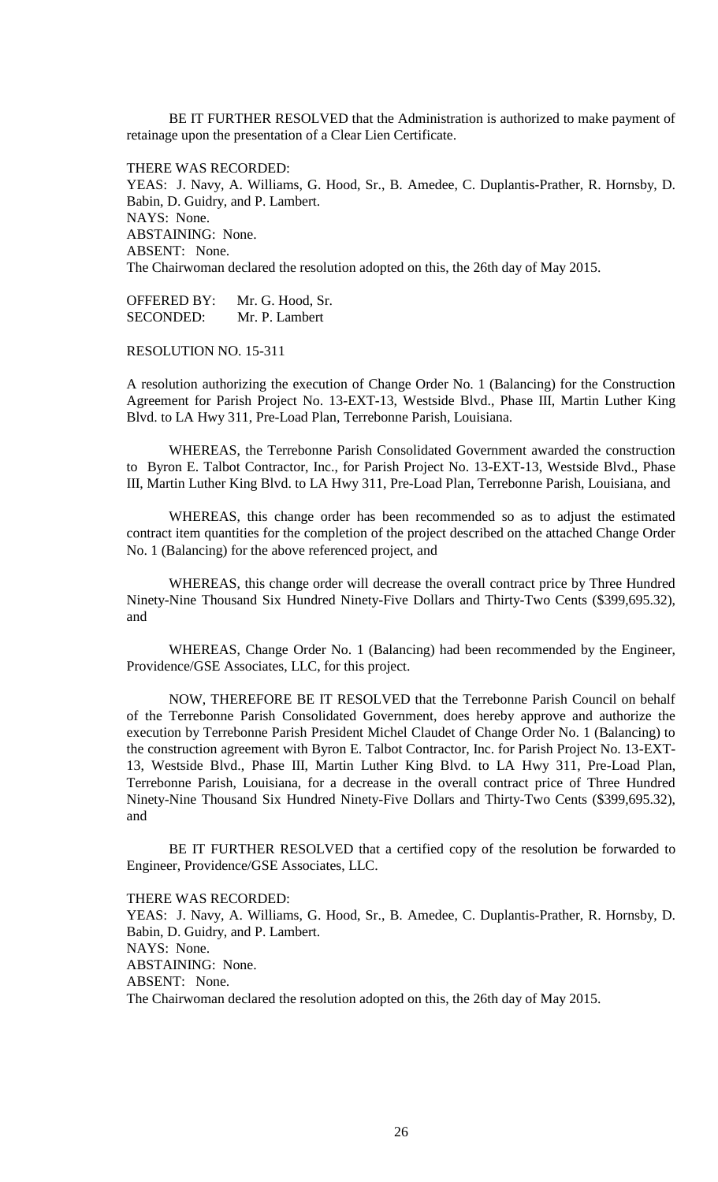BE IT FURTHER RESOLVED that the Administration is authorized to make payment of retainage upon the presentation of a Clear Lien Certificate.

THERE WAS RECORDED:
YEAS: J. Navy, A. Williams, G. Hood, Sr., B. Amedee, C. Duplantis-Prather, R. Hornsby, D. Babin, D. Guidry, and P. Lambert.
NAYS: None.
ABSTAINING: None.
ABSENT: None.
The Chairwoman declared the resolution adopted on this, the 26th day of May 2015.

OFFERED BY: Mr. G. Hood, Sr.
SECONDED: Mr. P. Lambert

RESOLUTION NO. 15-311

A resolution authorizing the execution of Change Order No. 1 (Balancing) for the Construction Agreement for Parish Project No. 13-EXT-13, Westside Blvd., Phase III, Martin Luther King Blvd. to LA Hwy 311, Pre-Load Plan, Terrebonne Parish, Louisiana.

WHEREAS, the Terrebonne Parish Consolidated Government awarded the construction to Byron E. Talbot Contractor, Inc., for Parish Project No. 13-EXT-13, Westside Blvd., Phase III, Martin Luther King Blvd. to LA Hwy 311, Pre-Load Plan, Terrebonne Parish, Louisiana, and

WHEREAS, this change order has been recommended so as to adjust the estimated contract item quantities for the completion of the project described on the attached Change Order No. 1 (Balancing) for the above referenced project, and

WHEREAS, this change order will decrease the overall contract price by Three Hundred Ninety-Nine Thousand Six Hundred Ninety-Five Dollars and Thirty-Two Cents ($399,695.32), and

WHEREAS, Change Order No. 1 (Balancing) had been recommended by the Engineer, Providence/GSE Associates, LLC, for this project.

NOW, THEREFORE BE IT RESOLVED that the Terrebonne Parish Council on behalf of the Terrebonne Parish Consolidated Government, does hereby approve and authorize the execution by Terrebonne Parish President Michel Claudet of Change Order No. 1 (Balancing) to the construction agreement with Byron E. Talbot Contractor, Inc. for Parish Project No. 13-EXT-13, Westside Blvd., Phase III, Martin Luther King Blvd. to LA Hwy 311, Pre-Load Plan, Terrebonne Parish, Louisiana, for a decrease in the overall contract price of Three Hundred Ninety-Nine Thousand Six Hundred Ninety-Five Dollars and Thirty-Two Cents ($399,695.32), and

BE IT FURTHER RESOLVED that a certified copy of the resolution be forwarded to Engineer, Providence/GSE Associates, LLC.

THERE WAS RECORDED:
YEAS: J. Navy, A. Williams, G. Hood, Sr., B. Amedee, C. Duplantis-Prather, R. Hornsby, D. Babin, D. Guidry, and P. Lambert.
NAYS: None.
ABSTAINING: None.
ABSENT: None.
The Chairwoman declared the resolution adopted on this, the 26th day of May 2015.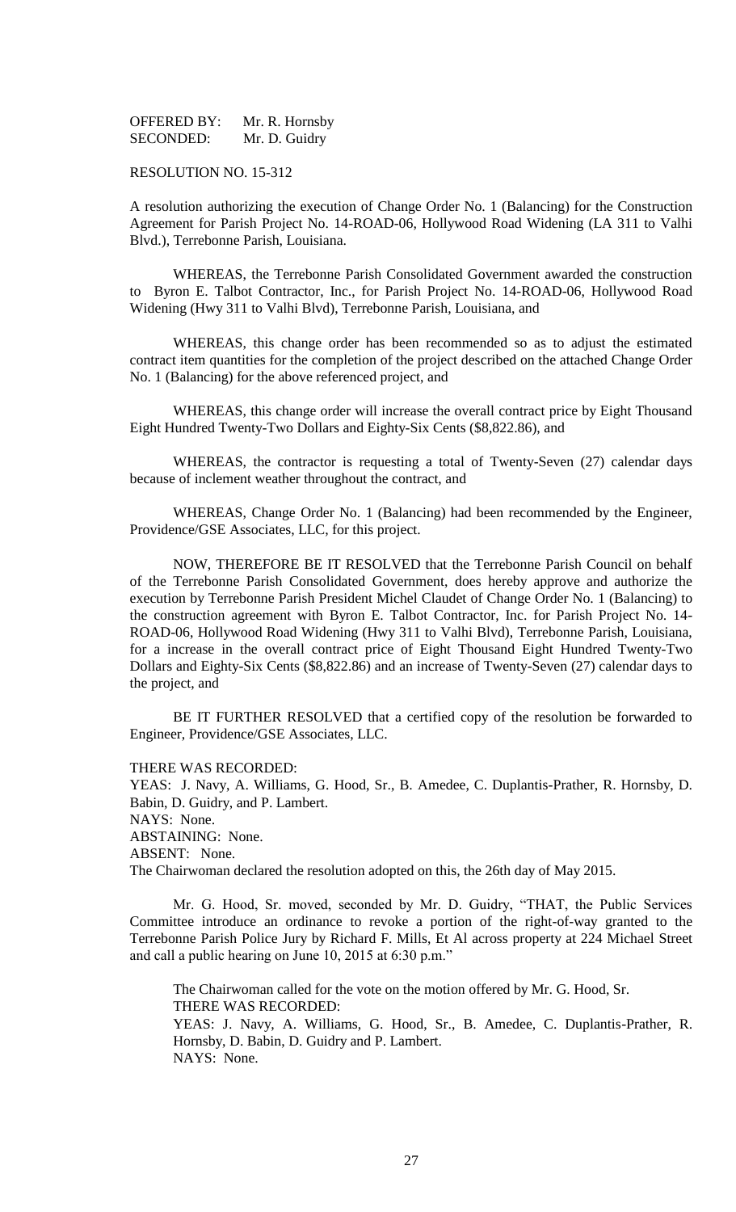OFFERED BY: Mr. R. Hornsby
SECONDED: Mr. D. Guidry

RESOLUTION NO. 15-312

A resolution authorizing the execution of Change Order No. 1 (Balancing) for the Construction Agreement for Parish Project No. 14-ROAD-06, Hollywood Road Widening (LA 311 to Valhi Blvd.), Terrebonne Parish, Louisiana.

WHEREAS, the Terrebonne Parish Consolidated Government awarded the construction to Byron E. Talbot Contractor, Inc., for Parish Project No. 14-ROAD-06, Hollywood Road Widening (Hwy 311 to Valhi Blvd), Terrebonne Parish, Louisiana, and

WHEREAS, this change order has been recommended so as to adjust the estimated contract item quantities for the completion of the project described on the attached Change Order No. 1 (Balancing) for the above referenced project, and

WHEREAS, this change order will increase the overall contract price by Eight Thousand Eight Hundred Twenty-Two Dollars and Eighty-Six Cents ($8,822.86), and

WHEREAS, the contractor is requesting a total of Twenty-Seven (27) calendar days because of inclement weather throughout the contract, and

WHEREAS, Change Order No. 1 (Balancing) had been recommended by the Engineer, Providence/GSE Associates, LLC, for this project.

NOW, THEREFORE BE IT RESOLVED that the Terrebonne Parish Council on behalf of the Terrebonne Parish Consolidated Government, does hereby approve and authorize the execution by Terrebonne Parish President Michel Claudet of Change Order No. 1 (Balancing) to the construction agreement with Byron E. Talbot Contractor, Inc. for Parish Project No. 14-ROAD-06, Hollywood Road Widening (Hwy 311 to Valhi Blvd), Terrebonne Parish, Louisiana, for a increase in the overall contract price of Eight Thousand Eight Hundred Twenty-Two Dollars and Eighty-Six Cents ($8,822.86) and an increase of Twenty-Seven (27) calendar days to the project, and

BE IT FURTHER RESOLVED that a certified copy of the resolution be forwarded to Engineer, Providence/GSE Associates, LLC.

THERE WAS RECORDED:
YEAS: J. Navy, A. Williams, G. Hood, Sr., B. Amedee, C. Duplantis-Prather, R. Hornsby, D. Babin, D. Guidry, and P. Lambert.
NAYS: None.
ABSTAINING: None.
ABSENT: None.
The Chairwoman declared the resolution adopted on this, the 26th day of May 2015.

Mr. G. Hood, Sr. moved, seconded by Mr. D. Guidry, "THAT, the Public Services Committee introduce an ordinance to revoke a portion of the right-of-way granted to the Terrebonne Parish Police Jury by Richard F. Mills, Et Al across property at 224 Michael Street and call a public hearing on June 10, 2015 at 6:30 p.m."

The Chairwoman called for the vote on the motion offered by Mr. G. Hood, Sr.
THERE WAS RECORDED:
YEAS: J. Navy, A. Williams, G. Hood, Sr., B. Amedee, C. Duplantis-Prather, R. Hornsby, D. Babin, D. Guidry and P. Lambert.
NAYS: None.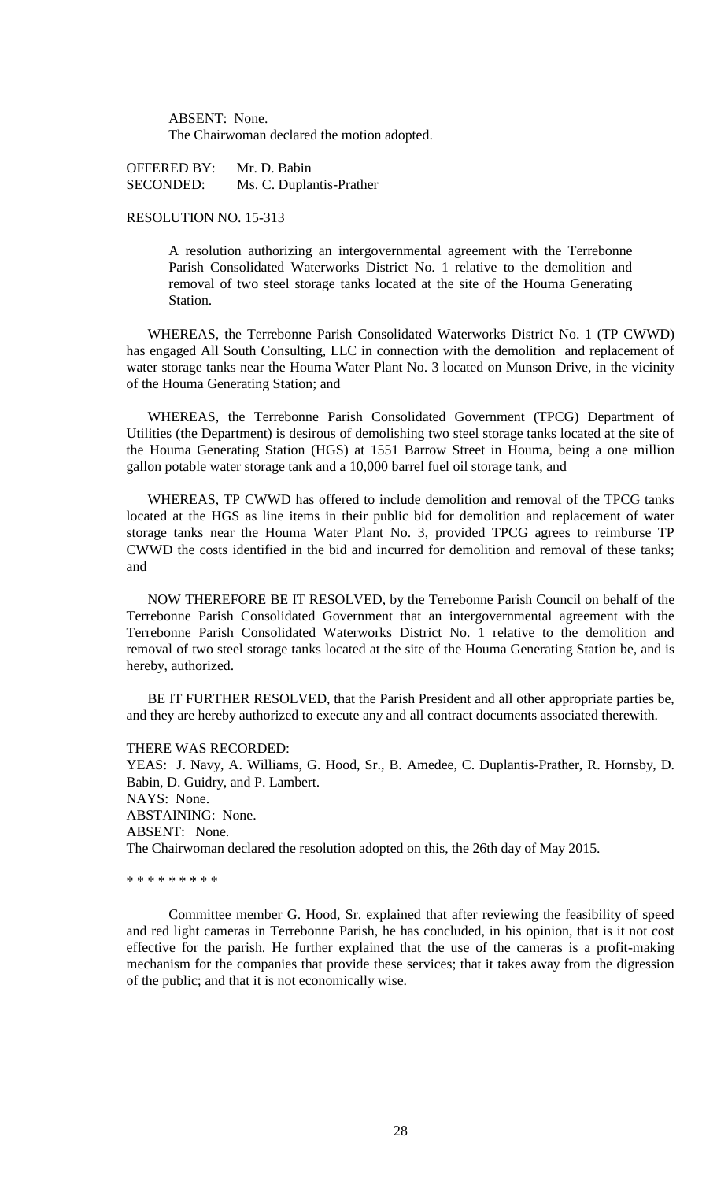ABSENT: None.
The Chairwoman declared the motion adopted.

OFFERED BY: Mr. D. Babin
SECONDED: Ms. C. Duplantis-Prather

RESOLUTION NO. 15-313

A resolution authorizing an intergovernmental agreement with the Terrebonne Parish Consolidated Waterworks District No. 1 relative to the demolition and removal of two steel storage tanks located at the site of the Houma Generating Station.

WHEREAS, the Terrebonne Parish Consolidated Waterworks District No. 1 (TP CWWD) has engaged All South Consulting, LLC in connection with the demolition and replacement of water storage tanks near the Houma Water Plant No. 3 located on Munson Drive, in the vicinity of the Houma Generating Station; and

WHEREAS, the Terrebonne Parish Consolidated Government (TPCG) Department of Utilities (the Department) is desirous of demolishing two steel storage tanks located at the site of the Houma Generating Station (HGS) at 1551 Barrow Street in Houma, being a one million gallon potable water storage tank and a 10,000 barrel fuel oil storage tank, and

WHEREAS, TP CWWD has offered to include demolition and removal of the TPCG tanks located at the HGS as line items in their public bid for demolition and replacement of water storage tanks near the Houma Water Plant No. 3, provided TPCG agrees to reimburse TP CWWD the costs identified in the bid and incurred for demolition and removal of these tanks; and

NOW THEREFORE BE IT RESOLVED, by the Terrebonne Parish Council on behalf of the Terrebonne Parish Consolidated Government that an intergovernmental agreement with the Terrebonne Parish Consolidated Waterworks District No. 1 relative to the demolition and removal of two steel storage tanks located at the site of the Houma Generating Station be, and is hereby, authorized.

BE IT FURTHER RESOLVED, that the Parish President and all other appropriate parties be, and they are hereby authorized to execute any and all contract documents associated therewith.

THERE WAS RECORDED:
YEAS: J. Navy, A. Williams, G. Hood, Sr., B. Amedee, C. Duplantis-Prather, R. Hornsby, D. Babin, D. Guidry, and P. Lambert.
NAYS: None.
ABSTAINING: None.
ABSENT: None.
The Chairwoman declared the resolution adopted on this, the 26th day of May 2015.

* * * * * * * * *

Committee member G. Hood, Sr. explained that after reviewing the feasibility of speed and red light cameras in Terrebonne Parish, he has concluded, in his opinion, that is it not cost effective for the parish. He further explained that the use of the cameras is a profit-making mechanism for the companies that provide these services; that it takes away from the digression of the public; and that it is not economically wise.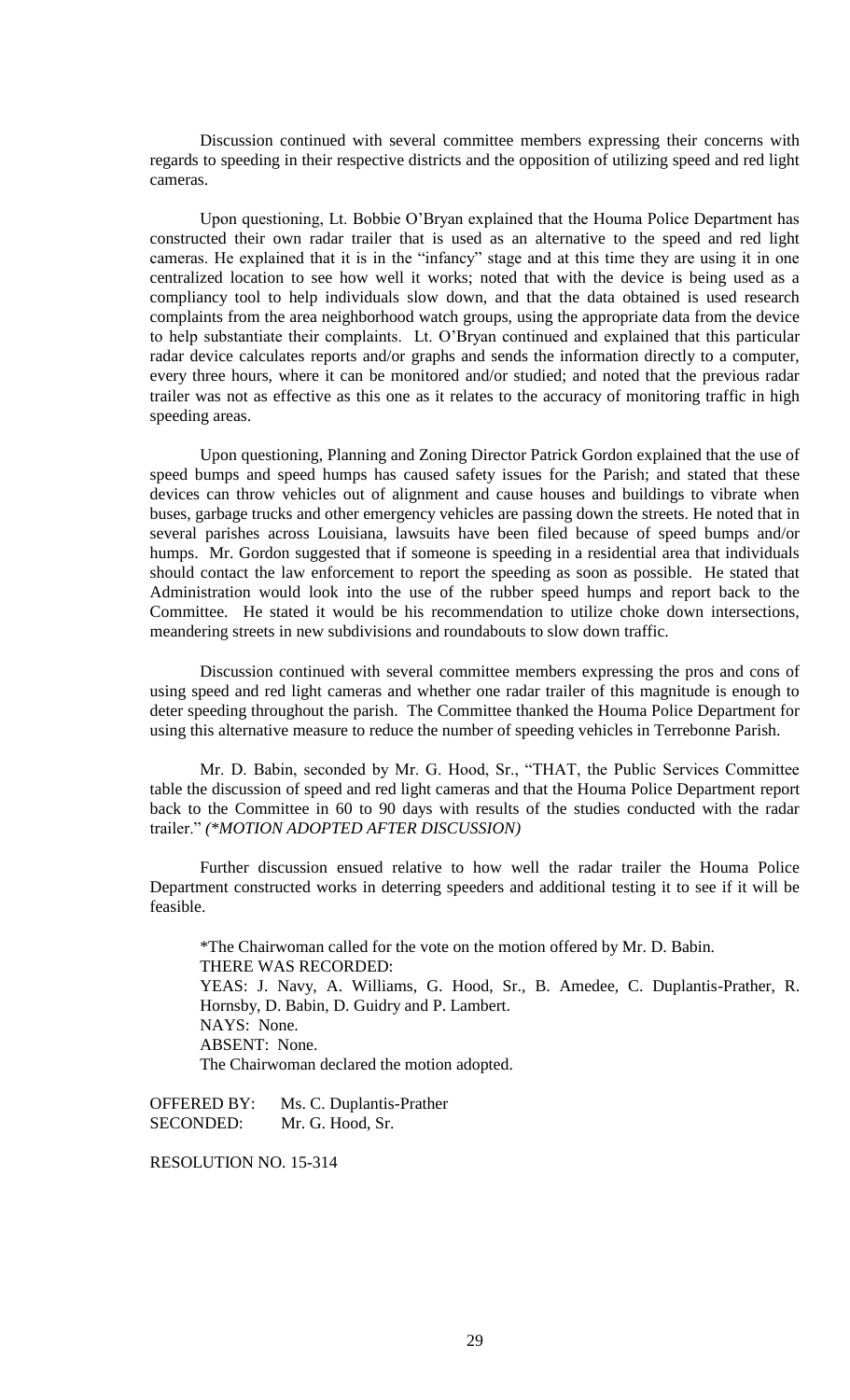Discussion continued with several committee members expressing their concerns with regards to speeding in their respective districts and the opposition of utilizing speed and red light cameras.

Upon questioning, Lt. Bobbie O'Bryan explained that the Houma Police Department has constructed their own radar trailer that is used as an alternative to the speed and red light cameras. He explained that it is in the "infancy" stage and at this time they are using it in one centralized location to see how well it works; noted that with the device is being used as a compliancy tool to help individuals slow down, and that the data obtained is used research complaints from the area neighborhood watch groups, using the appropriate data from the device to help substantiate their complaints. Lt. O'Bryan continued and explained that this particular radar device calculates reports and/or graphs and sends the information directly to a computer, every three hours, where it can be monitored and/or studied; and noted that the previous radar trailer was not as effective as this one as it relates to the accuracy of monitoring traffic in high speeding areas.

Upon questioning, Planning and Zoning Director Patrick Gordon explained that the use of speed bumps and speed humps has caused safety issues for the Parish; and stated that these devices can throw vehicles out of alignment and cause houses and buildings to vibrate when buses, garbage trucks and other emergency vehicles are passing down the streets. He noted that in several parishes across Louisiana, lawsuits have been filed because of speed bumps and/or humps. Mr. Gordon suggested that if someone is speeding in a residential area that individuals should contact the law enforcement to report the speeding as soon as possible. He stated that Administration would look into the use of the rubber speed humps and report back to the Committee. He stated it would be his recommendation to utilize choke down intersections, meandering streets in new subdivisions and roundabouts to slow down traffic.

Discussion continued with several committee members expressing the pros and cons of using speed and red light cameras and whether one radar trailer of this magnitude is enough to deter speeding throughout the parish. The Committee thanked the Houma Police Department for using this alternative measure to reduce the number of speeding vehicles in Terrebonne Parish.

Mr. D. Babin, seconded by Mr. G. Hood, Sr., "THAT, the Public Services Committee table the discussion of speed and red light cameras and that the Houma Police Department report back to the Committee in 60 to 90 days with results of the studies conducted with the radar trailer." *(\*MOTION ADOPTED AFTER DISCUSSION)*

Further discussion ensued relative to how well the radar trailer the Houma Police Department constructed works in deterring speeders and additional testing it to see if it will be feasible.

*The Chairwoman called for the vote on the motion offered by Mr. D. Babin.
THERE WAS RECORDED:
YEAS: J. Navy, A. Williams, G. Hood, Sr., B. Amedee, C. Duplantis-Prather, R. Hornsby, D. Babin, D. Guidry and P. Lambert.
NAYS: None.
ABSENT: None.
The Chairwoman declared the motion adopted.

OFFERED BY: Ms. C. Duplantis-Prather
SECONDED: Mr. G. Hood, Sr.

RESOLUTION NO. 15-314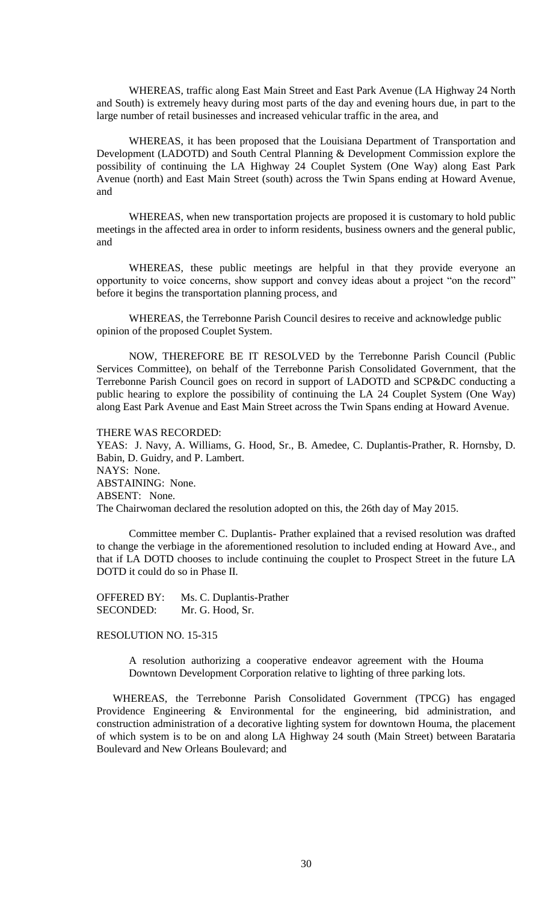WHEREAS, traffic along East Main Street and East Park Avenue (LA Highway 24 North and South) is extremely heavy during most parts of the day and evening hours due, in part to the large number of retail businesses and increased vehicular traffic in the area, and

WHEREAS, it has been proposed that the Louisiana Department of Transportation and Development (LADOTD) and South Central Planning & Development Commission explore the possibility of continuing the LA Highway 24 Couplet System (One Way) along East Park Avenue (north) and East Main Street (south) across the Twin Spans ending at Howard Avenue, and

WHEREAS, when new transportation projects are proposed it is customary to hold public meetings in the affected area in order to inform residents, business owners and the general public, and

WHEREAS, these public meetings are helpful in that they provide everyone an opportunity to voice concerns, show support and convey ideas about a project "on the record" before it begins the transportation planning process, and

WHEREAS, the Terrebonne Parish Council desires to receive and acknowledge public opinion of the proposed Couplet System.

NOW, THEREFORE BE IT RESOLVED by the Terrebonne Parish Council (Public Services Committee), on behalf of the Terrebonne Parish Consolidated Government, that the Terrebonne Parish Council goes on record in support of LADOTD and SCP&DC conducting a public hearing to explore the possibility of continuing the LA 24 Couplet System (One Way) along East Park Avenue and East Main Street across the Twin Spans ending at Howard Avenue.

THERE WAS RECORDED:
YEAS: J. Navy, A. Williams, G. Hood, Sr., B. Amedee, C. Duplantis-Prather, R. Hornsby, D. Babin, D. Guidry, and P. Lambert.
NAYS: None.
ABSTAINING: None.
ABSENT: None.
The Chairwoman declared the resolution adopted on this, the 26th day of May 2015.

Committee member C. Duplantis- Prather explained that a revised resolution was drafted to change the verbiage in the aforementioned resolution to included ending at Howard Ave., and that if LA DOTD chooses to include continuing the couplet to Prospect Street in the future LA DOTD it could do so in Phase II.

OFFERED BY: Ms. C. Duplantis-Prather
SECONDED: Mr. G. Hood, Sr.

RESOLUTION NO. 15-315

A resolution authorizing a cooperative endeavor agreement with the Houma Downtown Development Corporation relative to lighting of three parking lots.

WHEREAS, the Terrebonne Parish Consolidated Government (TPCG) has engaged Providence Engineering & Environmental for the engineering, bid administration, and construction administration of a decorative lighting system for downtown Houma, the placement of which system is to be on and along LA Highway 24 south (Main Street) between Barataria Boulevard and New Orleans Boulevard; and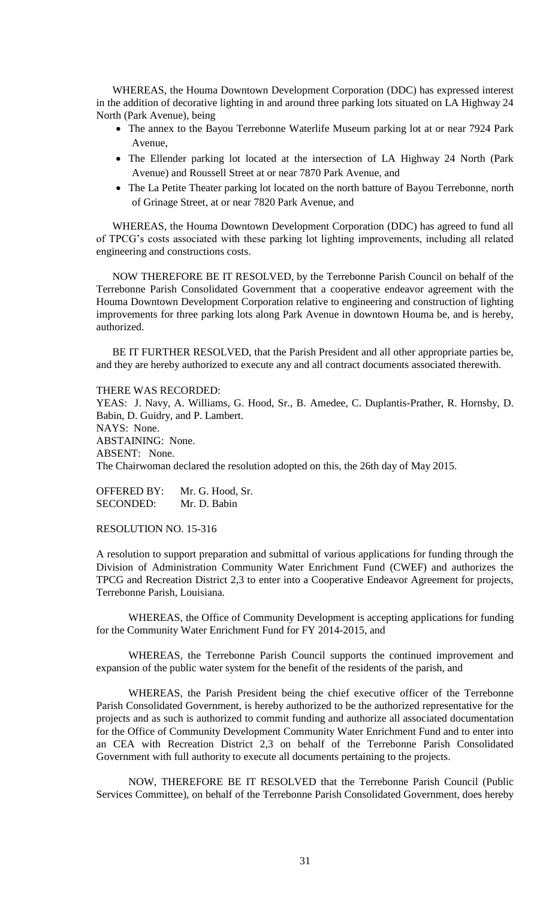WHEREAS, the Houma Downtown Development Corporation (DDC) has expressed interest in the addition of decorative lighting in and around three parking lots situated on LA Highway 24 North (Park Avenue), being

- The annex to the Bayou Terrebonne Waterlife Museum parking lot at or near 7924 Park Avenue,
- The Ellender parking lot located at the intersection of LA Highway 24 North (Park Avenue) and Roussell Street at or near 7870 Park Avenue, and
- The La Petite Theater parking lot located on the north batture of Bayou Terrebonne, north of Grinage Street, at or near 7820 Park Avenue, and

WHEREAS, the Houma Downtown Development Corporation (DDC) has agreed to fund all of TPCG's costs associated with these parking lot lighting improvements, including all related engineering and constructions costs.

NOW THEREFORE BE IT RESOLVED, by the Terrebonne Parish Council on behalf of the Terrebonne Parish Consolidated Government that a cooperative endeavor agreement with the Houma Downtown Development Corporation relative to engineering and construction of lighting improvements for three parking lots along Park Avenue in downtown Houma be, and is hereby, authorized.

BE IT FURTHER RESOLVED, that the Parish President and all other appropriate parties be, and they are hereby authorized to execute any and all contract documents associated therewith.

THERE WAS RECORDED:
YEAS: J. Navy, A. Williams, G. Hood, Sr., B. Amedee, C. Duplantis-Prather, R. Hornsby, D. Babin, D. Guidry, and P. Lambert.
NAYS: None.
ABSTAINING: None.
ABSENT: None.
The Chairwoman declared the resolution adopted on this, the 26th day of May 2015.

OFFERED BY: Mr. G. Hood, Sr.
SECONDED: Mr. D. Babin

RESOLUTION NO. 15-316

A resolution to support preparation and submittal of various applications for funding through the Division of Administration Community Water Enrichment Fund (CWEF) and authorizes the TPCG and Recreation District 2,3 to enter into a Cooperative Endeavor Agreement for projects, Terrebonne Parish, Louisiana.

WHEREAS, the Office of Community Development is accepting applications for funding for the Community Water Enrichment Fund for FY 2014-2015, and

WHEREAS, the Terrebonne Parish Council supports the continued improvement and expansion of the public water system for the benefit of the residents of the parish, and

WHEREAS, the Parish President being the chief executive officer of the Terrebonne Parish Consolidated Government, is hereby authorized to be the authorized representative for the projects and as such is authorized to commit funding and authorize all associated documentation for the Office of Community Development Community Water Enrichment Fund and to enter into an CEA with Recreation District 2,3 on behalf of the Terrebonne Parish Consolidated Government with full authority to execute all documents pertaining to the projects.

NOW, THEREFORE BE IT RESOLVED that the Terrebonne Parish Council (Public Services Committee), on behalf of the Terrebonne Parish Consolidated Government, does hereby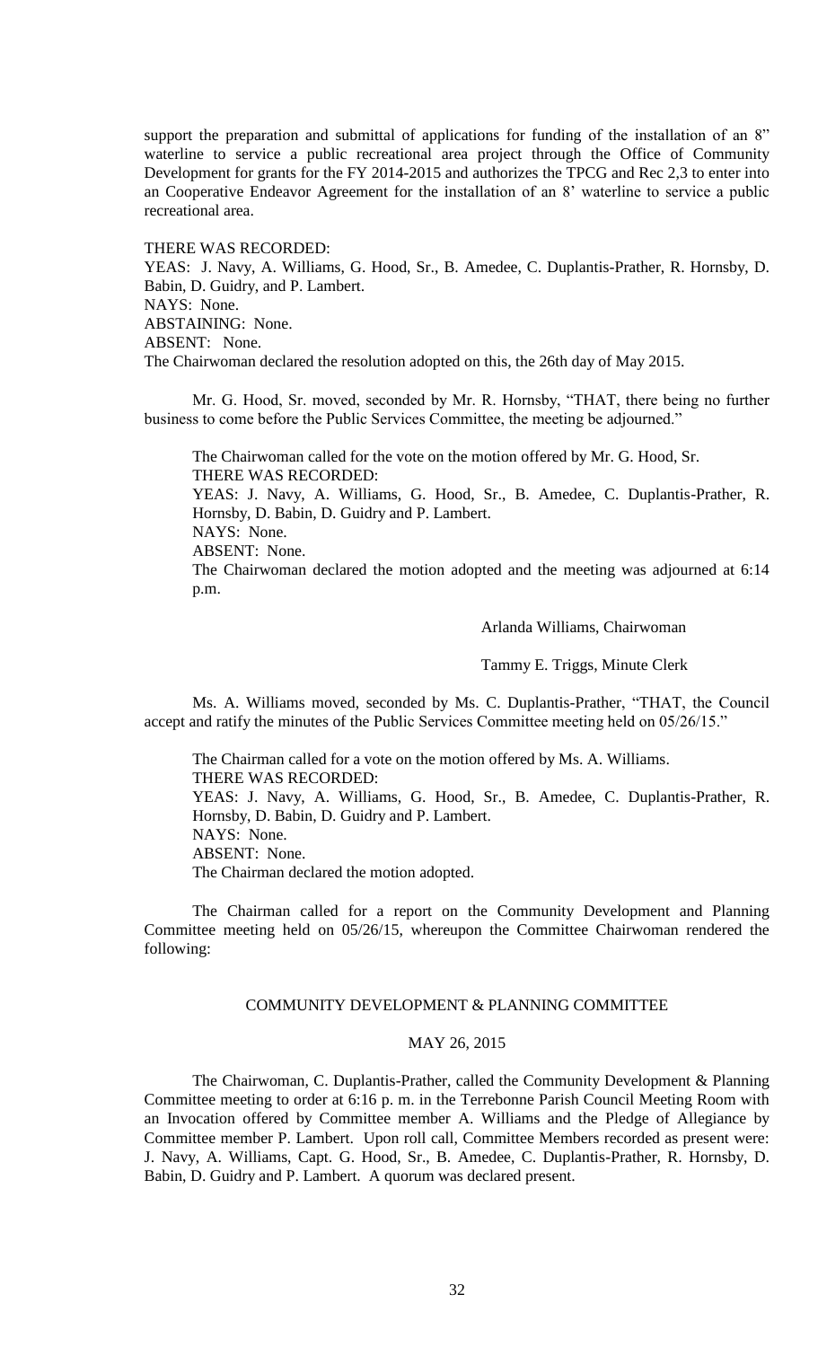support the preparation and submittal of applications for funding of the installation of an 8" waterline to service a public recreational area project through the Office of Community Development for grants for the FY 2014-2015 and authorizes the TPCG and Rec 2,3 to enter into an Cooperative Endeavor Agreement for the installation of an 8' waterline to service a public recreational area.

THERE WAS RECORDED:
YEAS: J. Navy, A. Williams, G. Hood, Sr., B. Amedee, C. Duplantis-Prather, R. Hornsby, D. Babin, D. Guidry, and P. Lambert.
NAYS: None.
ABSTAINING: None.
ABSENT: None.
The Chairwoman declared the resolution adopted on this, the 26th day of May 2015.

Mr. G. Hood, Sr. moved, seconded by Mr. R. Hornsby, "THAT, there being no further business to come before the Public Services Committee, the meeting be adjourned."

The Chairwoman called for the vote on the motion offered by Mr. G. Hood, Sr.
THERE WAS RECORDED:
YEAS: J. Navy, A. Williams, G. Hood, Sr., B. Amedee, C. Duplantis-Prather, R. Hornsby, D. Babin, D. Guidry and P. Lambert.
NAYS: None.
ABSENT: None.
The Chairwoman declared the motion adopted and the meeting was adjourned at 6:14 p.m.

Arlanda Williams, Chairwoman

Tammy E. Triggs, Minute Clerk

Ms. A. Williams moved, seconded by Ms. C. Duplantis-Prather, "THAT, the Council accept and ratify the minutes of the Public Services Committee meeting held on 05/26/15."

The Chairman called for a vote on the motion offered by Ms. A. Williams.
THERE WAS RECORDED:
YEAS: J. Navy, A. Williams, G. Hood, Sr., B. Amedee, C. Duplantis-Prather, R. Hornsby, D. Babin, D. Guidry and P. Lambert.
NAYS: None.
ABSENT: None.
The Chairman declared the motion adopted.

The Chairman called for a report on the Community Development and Planning Committee meeting held on 05/26/15, whereupon the Committee Chairwoman rendered the following:

## COMMUNITY DEVELOPMENT & PLANNING COMMITTEE

### MAY 26, 2015

The Chairwoman, C. Duplantis-Prather, called the Community Development & Planning Committee meeting to order at 6:16 p. m. in the Terrebonne Parish Council Meeting Room with an Invocation offered by Committee member A. Williams and the Pledge of Allegiance by Committee member P. Lambert. Upon roll call, Committee Members recorded as present were: J. Navy, A. Williams, Capt. G. Hood, Sr., B. Amedee, C. Duplantis-Prather, R. Hornsby, D. Babin, D. Guidry and P. Lambert. A quorum was declared present.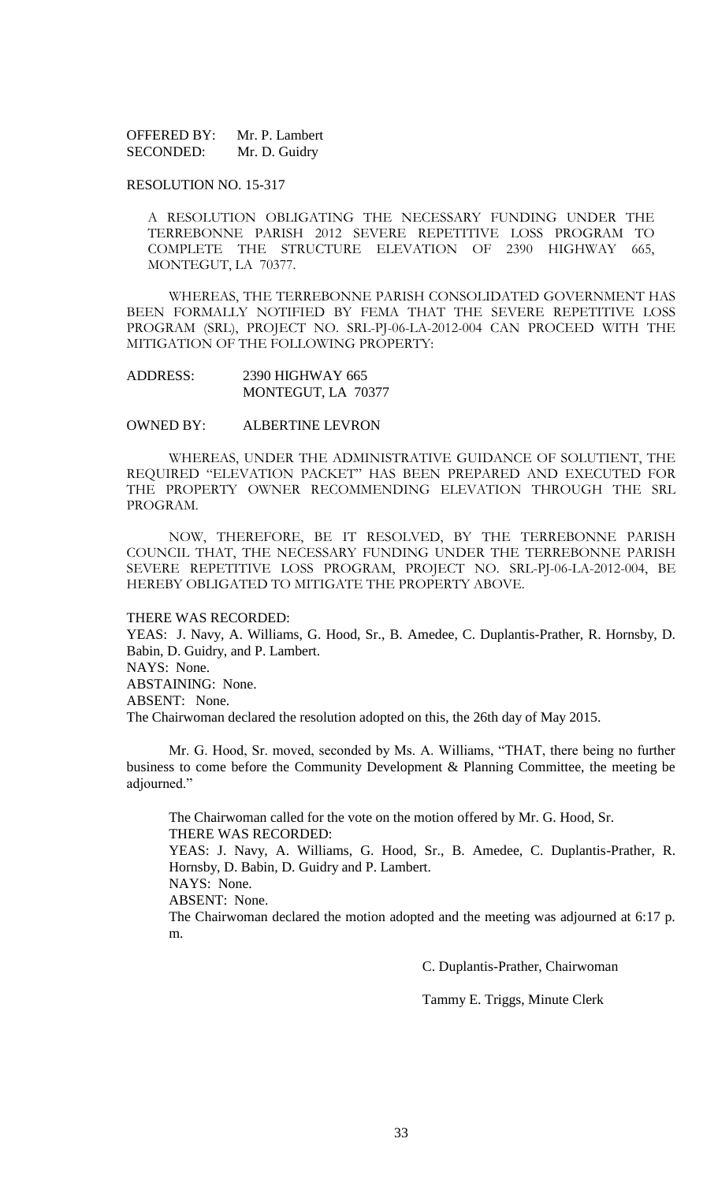OFFERED BY: Mr. P. Lambert
SECONDED: Mr. D. Guidry

RESOLUTION NO. 15-317

A RESOLUTION OBLIGATING THE NECESSARY FUNDING UNDER THE TERREBONNE PARISH 2012 SEVERE REPETITIVE LOSS PROGRAM TO COMPLETE THE STRUCTURE ELEVATION OF 2390 HIGHWAY 665, MONTEGUT, LA 70377.

WHEREAS, THE TERREBONNE PARISH CONSOLIDATED GOVERNMENT HAS BEEN FORMALLY NOTIFIED BY FEMA THAT THE SEVERE REPETITIVE LOSS PROGRAM (SRL), PROJECT NO. SRL-PJ-06-LA-2012-004 CAN PROCEED WITH THE MITIGATION OF THE FOLLOWING PROPERTY:

ADDRESS: 2390 HIGHWAY 665
MONTEGUT, LA 70377

OWNED BY: ALBERTINE LEVRON

WHEREAS, UNDER THE ADMINISTRATIVE GUIDANCE OF SOLUTIENT, THE REQUIRED "ELEVATION PACKET" HAS BEEN PREPARED AND EXECUTED FOR THE PROPERTY OWNER RECOMMENDING ELEVATION THROUGH THE SRL PROGRAM.

NOW, THEREFORE, BE IT RESOLVED, BY THE TERREBONNE PARISH COUNCIL THAT, THE NECESSARY FUNDING UNDER THE TERREBONNE PARISH SEVERE REPETITIVE LOSS PROGRAM, PROJECT NO. SRL-PJ-06-LA-2012-004, BE HEREBY OBLIGATED TO MITIGATE THE PROPERTY ABOVE.

THERE WAS RECORDED:
YEAS: J. Navy, A. Williams, G. Hood, Sr., B. Amedee, C. Duplantis-Prather, R. Hornsby, D. Babin, D. Guidry, and P. Lambert.
NAYS: None.
ABSTAINING: None.
ABSENT: None.
The Chairwoman declared the resolution adopted on this, the 26th day of May 2015.

Mr. G. Hood, Sr. moved, seconded by Ms. A. Williams, "THAT, there being no further business to come before the Community Development & Planning Committee, the meeting be adjourned."

The Chairwoman called for the vote on the motion offered by Mr. G. Hood, Sr.
THERE WAS RECORDED:
YEAS: J. Navy, A. Williams, G. Hood, Sr., B. Amedee, C. Duplantis-Prather, R. Hornsby, D. Babin, D. Guidry and P. Lambert.
NAYS: None.
ABSENT: None.
The Chairwoman declared the motion adopted and the meeting was adjourned at 6:17 p. m.

C. Duplantis-Prather, Chairwoman

Tammy E. Triggs, Minute Clerk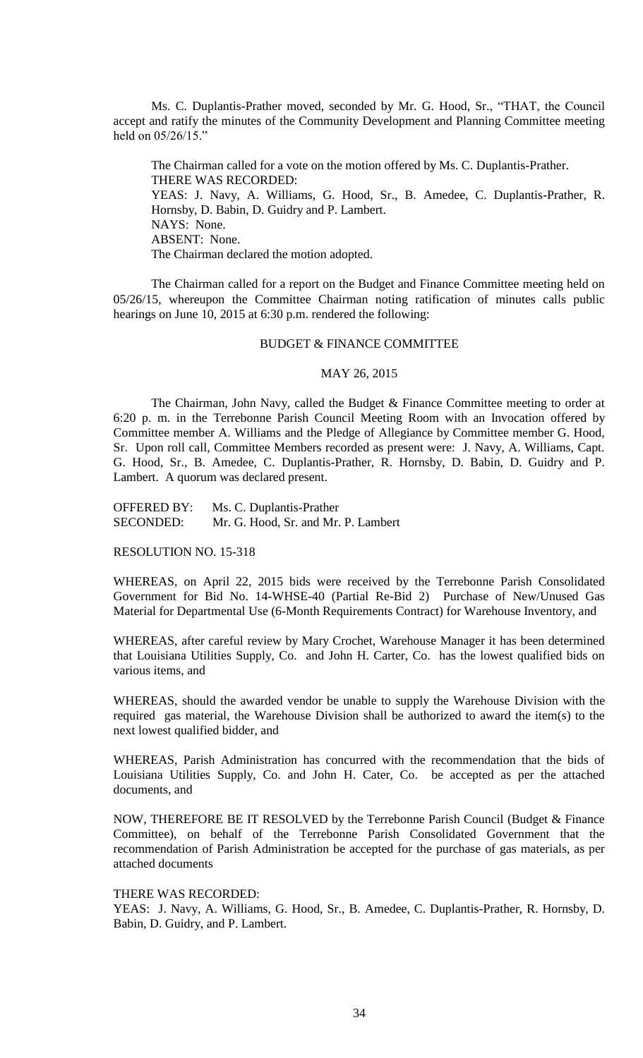Ms. C. Duplantis-Prather moved, seconded by Mr. G. Hood, Sr., "THAT, the Council accept and ratify the minutes of the Community Development and Planning Committee meeting held on 05/26/15."

The Chairman called for a vote on the motion offered by Ms. C. Duplantis-Prather.
THERE WAS RECORDED:
YEAS: J. Navy, A. Williams, G. Hood, Sr., B. Amedee, C. Duplantis-Prather, R. Hornsby, D. Babin, D. Guidry and P. Lambert.
NAYS: None.
ABSENT: None.
The Chairman declared the motion adopted.

The Chairman called for a report on the Budget and Finance Committee meeting held on 05/26/15, whereupon the Committee Chairman noting ratification of minutes calls public hearings on June 10, 2015 at 6:30 p.m. rendered the following:

BUDGET & FINANCE COMMITTEE

MAY 26, 2015

The Chairman, John Navy, called the Budget & Finance Committee meeting to order at 6:20 p. m. in the Terrebonne Parish Council Meeting Room with an Invocation offered by Committee member A. Williams and the Pledge of Allegiance by Committee member G. Hood, Sr. Upon roll call, Committee Members recorded as present were: J. Navy, A. Williams, Capt. G. Hood, Sr., B. Amedee, C. Duplantis-Prather, R. Hornsby, D. Babin, D. Guidry and P. Lambert. A quorum was declared present.

OFFERED BY: Ms. C. Duplantis-Prather
SECONDED: Mr. G. Hood, Sr. and Mr. P. Lambert

RESOLUTION NO. 15-318

WHEREAS, on April 22, 2015 bids were received by the Terrebonne Parish Consolidated Government for Bid No. 14-WHSE-40 (Partial Re-Bid 2) Purchase of New/Unused Gas Material for Departmental Use (6-Month Requirements Contract) for Warehouse Inventory, and

WHEREAS, after careful review by Mary Crochet, Warehouse Manager it has been determined that Louisiana Utilities Supply, Co. and John H. Carter, Co. has the lowest qualified bids on various items, and

WHEREAS, should the awarded vendor be unable to supply the Warehouse Division with the required gas material, the Warehouse Division shall be authorized to award the item(s) to the next lowest qualified bidder, and

WHEREAS, Parish Administration has concurred with the recommendation that the bids of Louisiana Utilities Supply, Co. and John H. Cater, Co. be accepted as per the attached documents, and

NOW, THEREFORE BE IT RESOLVED by the Terrebonne Parish Council (Budget & Finance Committee), on behalf of the Terrebonne Parish Consolidated Government that the recommendation of Parish Administration be accepted for the purchase of gas materials, as per attached documents

THERE WAS RECORDED:
YEAS: J. Navy, A. Williams, G. Hood, Sr., B. Amedee, C. Duplantis-Prather, R. Hornsby, D. Babin, D. Guidry, and P. Lambert.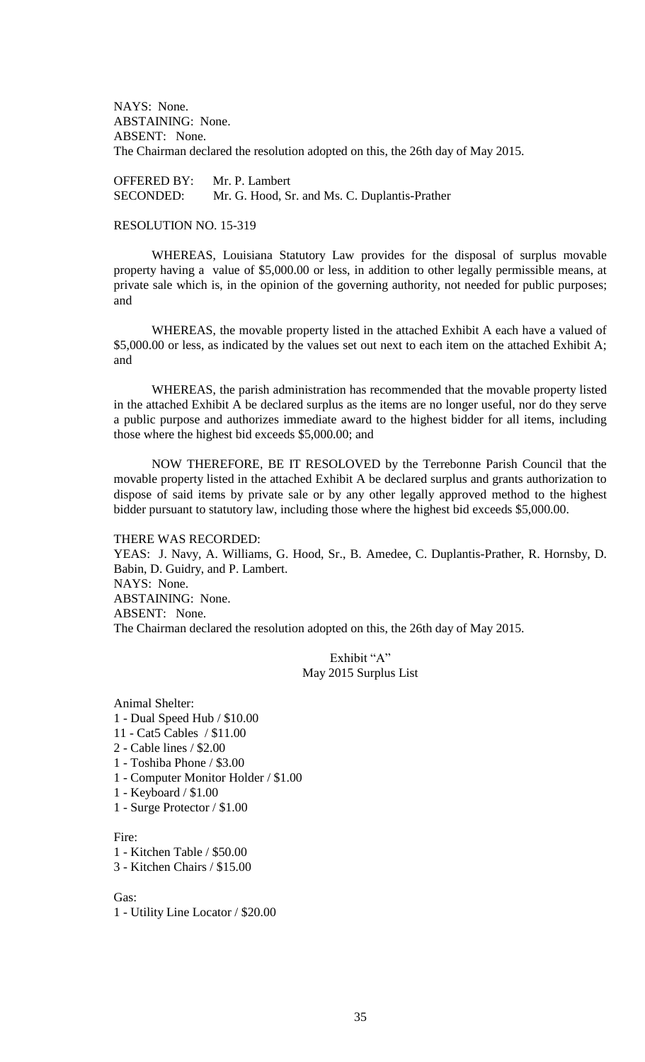NAYS: None.
ABSTAINING: None.
ABSENT: None.
The Chairman declared the resolution adopted on this, the 26th day of May 2015.

OFFERED BY: Mr. P. Lambert
SECONDED: Mr. G. Hood, Sr. and Ms. C. Duplantis-Prather

RESOLUTION NO. 15-319

WHEREAS, Louisiana Statutory Law provides for the disposal of surplus movable property having a value of $5,000.00 or less, in addition to other legally permissible means, at private sale which is, in the opinion of the governing authority, not needed for public purposes; and

WHEREAS, the movable property listed in the attached Exhibit A each have a valued of $5,000.00 or less, as indicated by the values set out next to each item on the attached Exhibit A; and

WHEREAS, the parish administration has recommended that the movable property listed in the attached Exhibit A be declared surplus as the items are no longer useful, nor do they serve a public purpose and authorizes immediate award to the highest bidder for all items, including those where the highest bid exceeds $5,000.00; and

NOW THEREFORE, BE IT RESOLOVED by the Terrebonne Parish Council that the movable property listed in the attached Exhibit A be declared surplus and grants authorization to dispose of said items by private sale or by any other legally approved method to the highest bidder pursuant to statutory law, including those where the highest bid exceeds $5,000.00.

THERE WAS RECORDED:
YEAS: J. Navy, A. Williams, G. Hood, Sr., B. Amedee, C. Duplantis-Prather, R. Hornsby, D. Babin, D. Guidry, and P. Lambert.
NAYS: None.
ABSTAINING: None.
ABSENT: None.
The Chairman declared the resolution adopted on this, the 26th day of May 2015.

Exhibit "A"
May 2015 Surplus List

Animal Shelter:
1 - Dual Speed Hub / $10.00
11 - Cat5 Cables / $11.00
2 - Cable lines / $2.00
1 - Toshiba Phone / $3.00
1 - Computer Monitor Holder / $1.00
1 - Keyboard / $1.00
1 - Surge Protector / $1.00

Fire:
1 - Kitchen Table / $50.00
3 - Kitchen Chairs / $15.00

Gas:
1 - Utility Line Locator / $20.00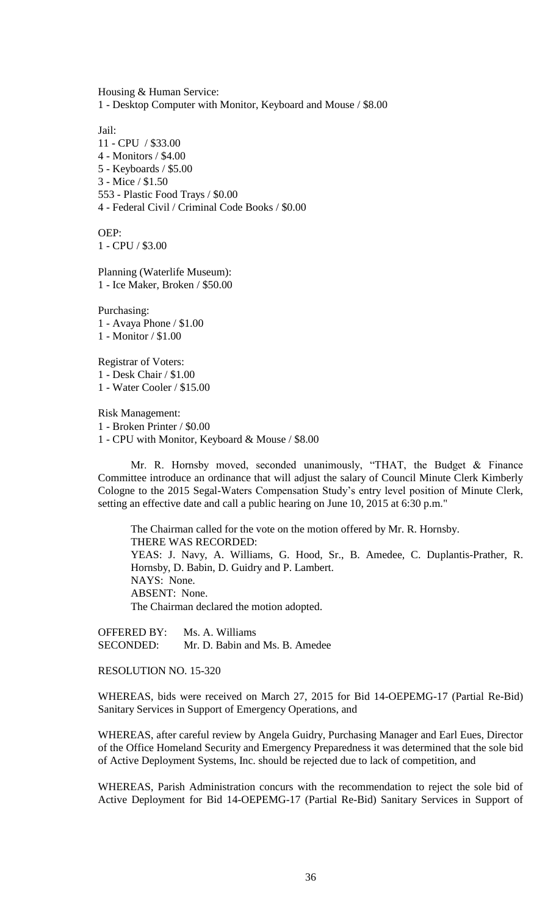Housing & Human Service:
1 - Desktop Computer with Monitor, Keyboard and Mouse / $8.00

Jail:
11 - CPU / $33.00
4 - Monitors / $4.00
5 - Keyboards / $5.00
3 - Mice / $1.50
553 - Plastic Food Trays / $0.00
4 - Federal Civil / Criminal Code Books / $0.00

OEP:
1 - CPU / $3.00

Planning (Waterlife Museum):
1 - Ice Maker, Broken / $50.00

Purchasing:
1 - Avaya Phone / $1.00
1 - Monitor / $1.00

Registrar of Voters:
1 - Desk Chair / $1.00
1 - Water Cooler / $15.00

Risk Management:
1 - Broken Printer / $0.00
1 - CPU with Monitor, Keyboard & Mouse / $8.00

Mr. R. Hornsby moved, seconded unanimously, "THAT, the Budget & Finance Committee introduce an ordinance that will adjust the salary of Council Minute Clerk Kimberly Cologne to the 2015 Segal-Waters Compensation Study's entry level position of Minute Clerk, setting an effective date and call a public hearing on June 10, 2015 at 6:30 p.m."

The Chairman called for the vote on the motion offered by Mr. R. Hornsby.
THERE WAS RECORDED:
YEAS: J. Navy, A. Williams, G. Hood, Sr., B. Amedee, C. Duplantis-Prather, R. Hornsby, D. Babin, D. Guidry and P. Lambert.
NAYS: None.
ABSENT: None.
The Chairman declared the motion adopted.

OFFERED BY: Ms. A. Williams
SECONDED: Mr. D. Babin and Ms. B. Amedee

RESOLUTION NO. 15-320

WHEREAS, bids were received on March 27, 2015 for Bid 14-OEPEMG-17 (Partial Re-Bid) Sanitary Services in Support of Emergency Operations, and

WHEREAS, after careful review by Angela Guidry, Purchasing Manager and Earl Eues, Director of the Office Homeland Security and Emergency Preparedness it was determined that the sole bid of Active Deployment Systems, Inc. should be rejected due to lack of competition, and

WHEREAS, Parish Administration concurs with the recommendation to reject the sole bid of Active Deployment for Bid 14-OEPEMG-17 (Partial Re-Bid) Sanitary Services in Support of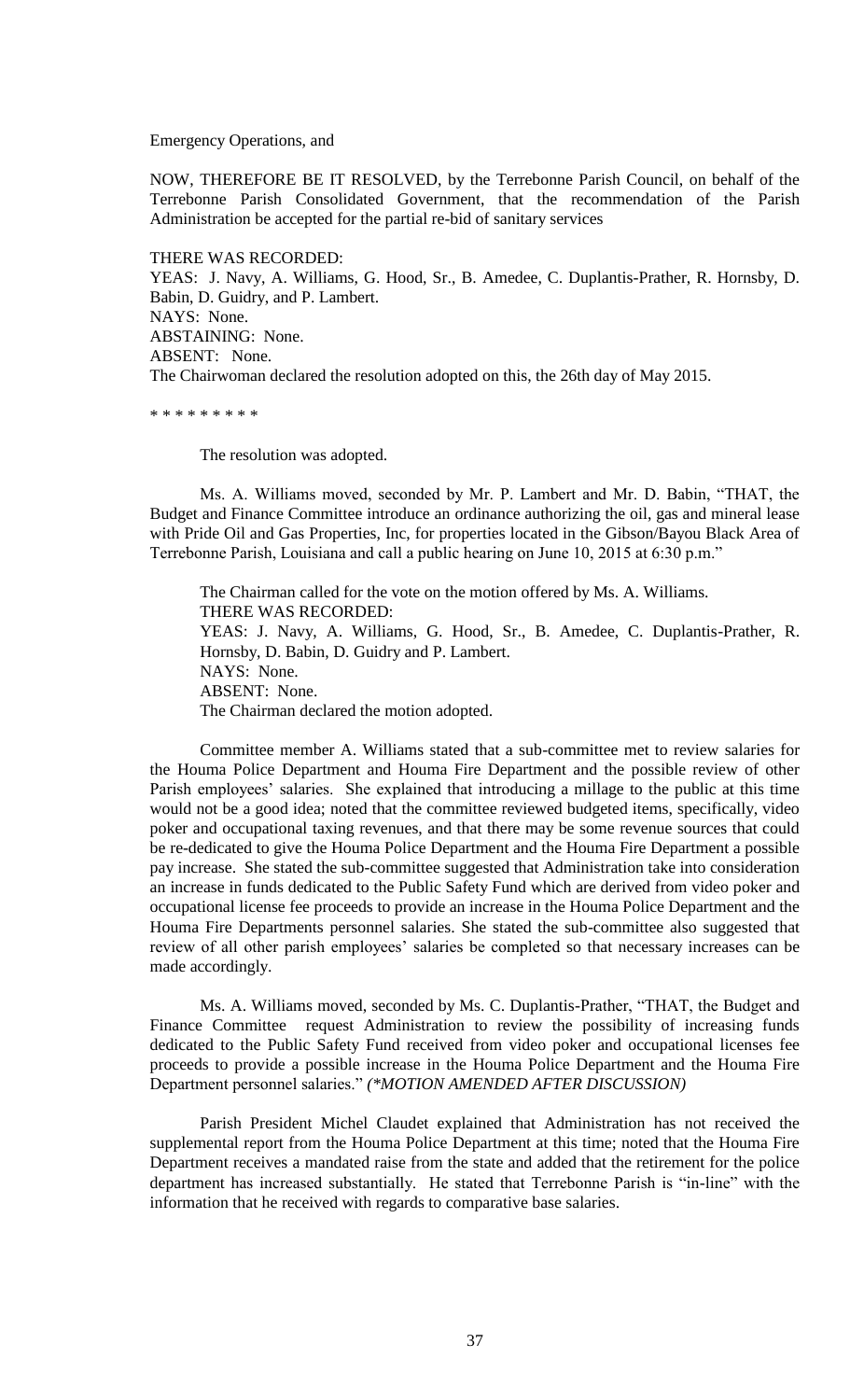Emergency Operations, and

NOW, THEREFORE BE IT RESOLVED, by the Terrebonne Parish Council, on behalf of the Terrebonne Parish Consolidated Government, that the recommendation of the Parish Administration be accepted for the partial re-bid of sanitary services

THERE WAS RECORDED:
YEAS: J. Navy, A. Williams, G. Hood, Sr., B. Amedee, C. Duplantis-Prather, R. Hornsby, D. Babin, D. Guidry, and P. Lambert.
NAYS: None.
ABSTAINING: None.
ABSENT: None.
The Chairwoman declared the resolution adopted on this, the 26th day of May 2015.

\* \* \* \* \* \* \* \* \*

The resolution was adopted.

Ms. A. Williams moved, seconded by Mr. P. Lambert and Mr. D. Babin, "THAT, the Budget and Finance Committee introduce an ordinance authorizing the oil, gas and mineral lease with Pride Oil and Gas Properties, Inc, for properties located in the Gibson/Bayou Black Area of Terrebonne Parish, Louisiana and call a public hearing on June 10, 2015 at 6:30 p.m."

The Chairman called for the vote on the motion offered by Ms. A. Williams.
THERE WAS RECORDED:
YEAS: J. Navy, A. Williams, G. Hood, Sr., B. Amedee, C. Duplantis-Prather, R. Hornsby, D. Babin, D. Guidry and P. Lambert.
NAYS: None.
ABSENT: None.
The Chairman declared the motion adopted.

Committee member A. Williams stated that a sub-committee met to review salaries for the Houma Police Department and Houma Fire Department and the possible review of other Parish employees' salaries. She explained that introducing a millage to the public at this time would not be a good idea; noted that the committee reviewed budgeted items, specifically, video poker and occupational taxing revenues, and that there may be some revenue sources that could be re-dedicated to give the Houma Police Department and the Houma Fire Department a possible pay increase. She stated the sub-committee suggested that Administration take into consideration an increase in funds dedicated to the Public Safety Fund which are derived from video poker and occupational license fee proceeds to provide an increase in the Houma Police Department and the Houma Fire Departments personnel salaries. She stated the sub-committee also suggested that review of all other parish employees' salaries be completed so that necessary increases can be made accordingly.

Ms. A. Williams moved, seconded by Ms. C. Duplantis-Prather, "THAT, the Budget and Finance Committee request Administration to review the possibility of increasing funds dedicated to the Public Safety Fund received from video poker and occupational licenses fee proceeds to provide a possible increase in the Houma Police Department and the Houma Fire Department personnel salaries." *(\*MOTION AMENDED AFTER DISCUSSION)*

Parish President Michel Claudet explained that Administration has not received the supplemental report from the Houma Police Department at this time; noted that the Houma Fire Department receives a mandated raise from the state and added that the retirement for the police department has increased substantially. He stated that Terrebonne Parish is "in-line" with the information that he received with regards to comparative base salaries.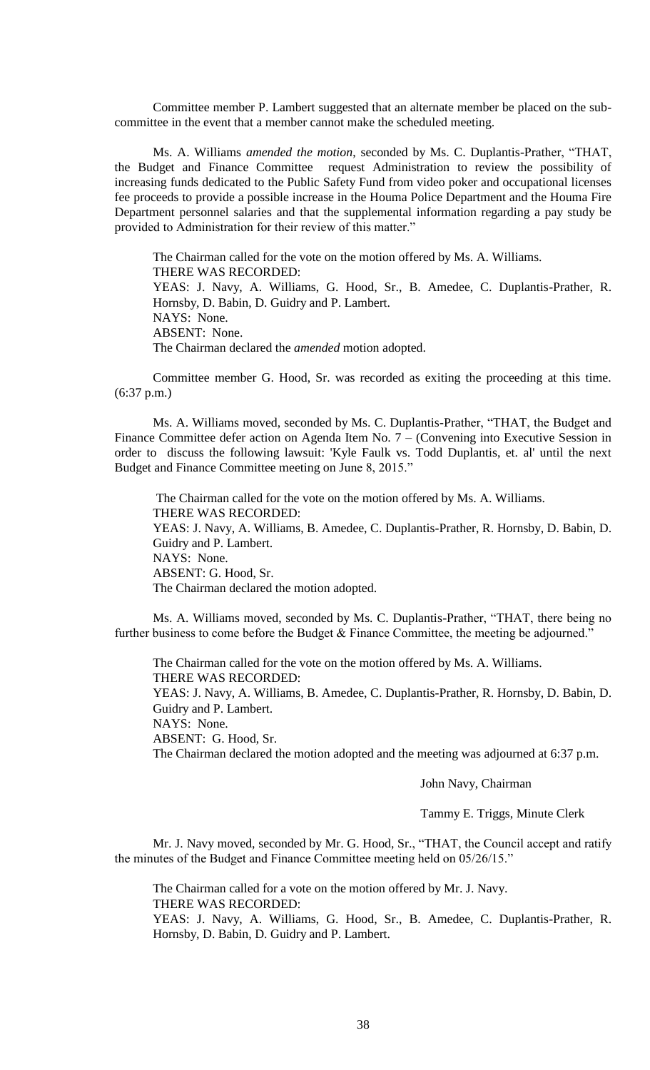Committee member P. Lambert suggested that an alternate member be placed on the sub-committee in the event that a member cannot make the scheduled meeting.

Ms. A. Williams *amended the motion*, seconded by Ms. C. Duplantis-Prather, "THAT, the Budget and Finance Committee request Administration to review the possibility of increasing funds dedicated to the Public Safety Fund from video poker and occupational licenses fee proceeds to provide a possible increase in the Houma Police Department and the Houma Fire Department personnel salaries and that the supplemental information regarding a pay study be provided to Administration for their review of this matter."

The Chairman called for the vote on the motion offered by Ms. A. Williams.
THERE WAS RECORDED:
YEAS: J. Navy, A. Williams, G. Hood, Sr., B. Amedee, C. Duplantis-Prather, R. Hornsby, D. Babin, D. Guidry and P. Lambert.
NAYS: None.
ABSENT: None.
The Chairman declared the *amended* motion adopted.

Committee member G. Hood, Sr. was recorded as exiting the proceeding at this time. (6:37 p.m.)

Ms. A. Williams moved, seconded by Ms. C. Duplantis-Prather, "THAT, the Budget and Finance Committee defer action on Agenda Item No. 7 – (Convening into Executive Session in order to discuss the following lawsuit: 'Kyle Faulk vs. Todd Duplantis, et. al' until the next Budget and Finance Committee meeting on June 8, 2015."

The Chairman called for the vote on the motion offered by Ms. A. Williams.
THERE WAS RECORDED:
YEAS: J. Navy, A. Williams, B. Amedee, C. Duplantis-Prather, R. Hornsby, D. Babin, D. Guidry and P. Lambert.
NAYS: None.
ABSENT: G. Hood, Sr.
The Chairman declared the motion adopted.

Ms. A. Williams moved, seconded by Ms. C. Duplantis-Prather, "THAT, there being no further business to come before the Budget & Finance Committee, the meeting be adjourned."

The Chairman called for the vote on the motion offered by Ms. A. Williams.
THERE WAS RECORDED:
YEAS: J. Navy, A. Williams, B. Amedee, C. Duplantis-Prather, R. Hornsby, D. Babin, D. Guidry and P. Lambert.
NAYS: None.
ABSENT: G. Hood, Sr.
The Chairman declared the motion adopted and the meeting was adjourned at 6:37 p.m.

John Navy, Chairman

Tammy E. Triggs, Minute Clerk

Mr. J. Navy moved, seconded by Mr. G. Hood, Sr., "THAT, the Council accept and ratify the minutes of the Budget and Finance Committee meeting held on 05/26/15."

The Chairman called for a vote on the motion offered by Mr. J. Navy.
THERE WAS RECORDED:
YEAS: J. Navy, A. Williams, G. Hood, Sr., B. Amedee, C. Duplantis-Prather, R. Hornsby, D. Babin, D. Guidry and P. Lambert.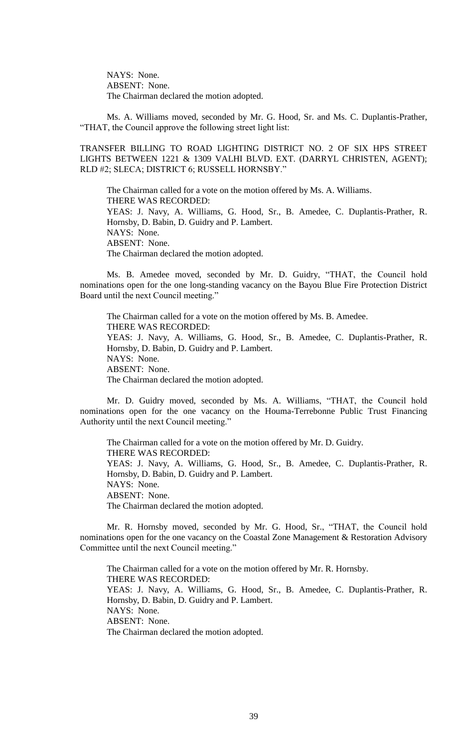NAYS: None.
ABSENT: None.
The Chairman declared the motion adopted.

Ms. A. Williams moved, seconded by Mr. G. Hood, Sr. and Ms. C. Duplantis-Prather, "THAT, the Council approve the following street light list:

TRANSFER BILLING TO ROAD LIGHTING DISTRICT NO. 2 OF SIX HPS STREET LIGHTS BETWEEN 1221 & 1309 VALHI BLVD. EXT. (DARRYL CHRISTEN, AGENT); RLD #2; SLECA; DISTRICT 6; RUSSELL HORNSBY."

The Chairman called for a vote on the motion offered by Ms. A. Williams.
THERE WAS RECORDED:
YEAS: J. Navy, A. Williams, G. Hood, Sr., B. Amedee, C. Duplantis-Prather, R. Hornsby, D. Babin, D. Guidry and P. Lambert.
NAYS: None.
ABSENT: None.
The Chairman declared the motion adopted.

Ms. B. Amedee moved, seconded by Mr. D. Guidry, "THAT, the Council hold nominations open for the one long-standing vacancy on the Bayou Blue Fire Protection District Board until the next Council meeting."

The Chairman called for a vote on the motion offered by Ms. B. Amedee.
THERE WAS RECORDED:
YEAS: J. Navy, A. Williams, G. Hood, Sr., B. Amedee, C. Duplantis-Prather, R. Hornsby, D. Babin, D. Guidry and P. Lambert.
NAYS: None.
ABSENT: None.
The Chairman declared the motion adopted.

Mr. D. Guidry moved, seconded by Ms. A. Williams, "THAT, the Council hold nominations open for the one vacancy on the Houma-Terrebonne Public Trust Financing Authority until the next Council meeting."

The Chairman called for a vote on the motion offered by Mr. D. Guidry.
THERE WAS RECORDED:
YEAS: J. Navy, A. Williams, G. Hood, Sr., B. Amedee, C. Duplantis-Prather, R. Hornsby, D. Babin, D. Guidry and P. Lambert.
NAYS: None.
ABSENT: None.
The Chairman declared the motion adopted.

Mr. R. Hornsby moved, seconded by Mr. G. Hood, Sr., "THAT, the Council hold nominations open for the one vacancy on the Coastal Zone Management & Restoration Advisory Committee until the next Council meeting."

The Chairman called for a vote on the motion offered by Mr. R. Hornsby.
THERE WAS RECORDED:
YEAS: J. Navy, A. Williams, G. Hood, Sr., B. Amedee, C. Duplantis-Prather, R. Hornsby, D. Babin, D. Guidry and P. Lambert.
NAYS: None.
ABSENT: None.
The Chairman declared the motion adopted.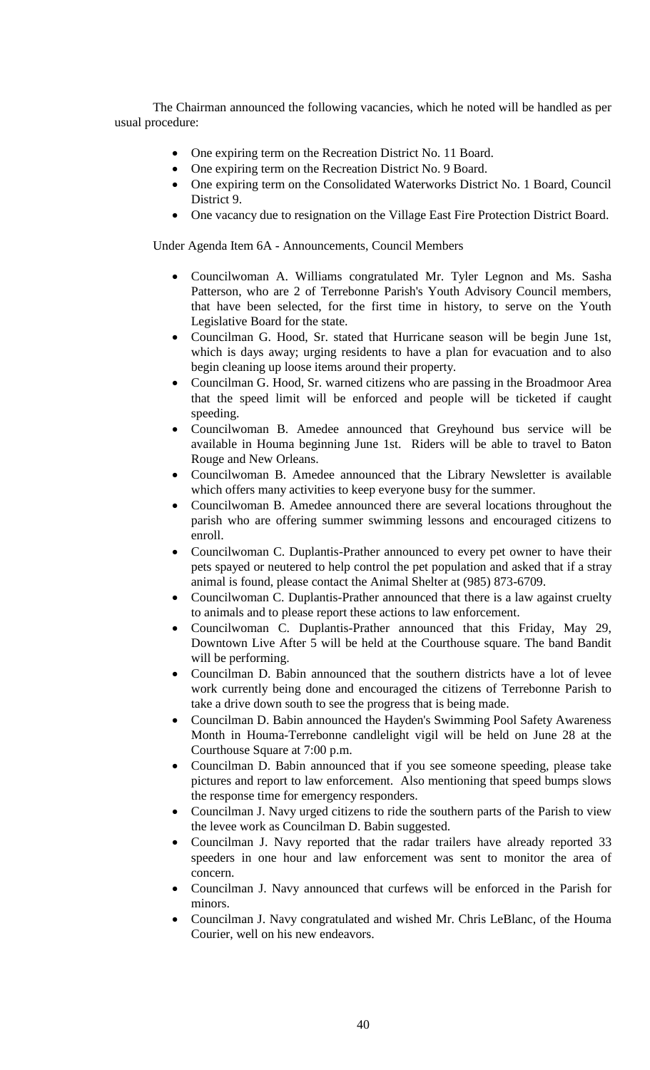The Chairman announced the following vacancies, which he noted will be handled as per usual procedure:

- One expiring term on the Recreation District No. 11 Board.
- One expiring term on the Recreation District No. 9 Board.
- One expiring term on the Consolidated Waterworks District No. 1 Board, Council District 9.
- One vacancy due to resignation on the Village East Fire Protection District Board.

Under Agenda Item 6A - Announcements, Council Members

- Councilwoman A. Williams congratulated Mr. Tyler Legnon and Ms. Sasha Patterson, who are 2 of Terrebonne Parish's Youth Advisory Council members, that have been selected, for the first time in history, to serve on the Youth Legislative Board for the state.
- Councilman G. Hood, Sr. stated that Hurricane season will be begin June 1st, which is days away; urging residents to have a plan for evacuation and to also begin cleaning up loose items around their property.
- Councilman G. Hood, Sr. warned citizens who are passing in the Broadmoor Area that the speed limit will be enforced and people will be ticketed if caught speeding.
- Councilwoman B. Amedee announced that Greyhound bus service will be available in Houma beginning June 1st. Riders will be able to travel to Baton Rouge and New Orleans.
- Councilwoman B. Amedee announced that the Library Newsletter is available which offers many activities to keep everyone busy for the summer.
- Councilwoman B. Amedee announced there are several locations throughout the parish who are offering summer swimming lessons and encouraged citizens to enroll.
- Councilwoman C. Duplantis-Prather announced to every pet owner to have their pets spayed or neutered to help control the pet population and asked that if a stray animal is found, please contact the Animal Shelter at (985) 873-6709.
- Councilwoman C. Duplantis-Prather announced that there is a law against cruelty to animals and to please report these actions to law enforcement.
- Councilwoman C. Duplantis-Prather announced that this Friday, May 29, Downtown Live After 5 will be held at the Courthouse square. The band Bandit will be performing.
- Councilman D. Babin announced that the southern districts have a lot of levee work currently being done and encouraged the citizens of Terrebonne Parish to take a drive down south to see the progress that is being made.
- Councilman D. Babin announced the Hayden's Swimming Pool Safety Awareness Month in Houma-Terrebonne candlelight vigil will be held on June 28 at the Courthouse Square at 7:00 p.m.
- Councilman D. Babin announced that if you see someone speeding, please take pictures and report to law enforcement. Also mentioning that speed bumps slows the response time for emergency responders.
- Councilman J. Navy urged citizens to ride the southern parts of the Parish to view the levee work as Councilman D. Babin suggested.
- Councilman J. Navy reported that the radar trailers have already reported 33 speeders in one hour and law enforcement was sent to monitor the area of concern.
- Councilman J. Navy announced that curfews will be enforced in the Parish for minors.
- Councilman J. Navy congratulated and wished Mr. Chris LeBlanc, of the Houma Courier, well on his new endeavors.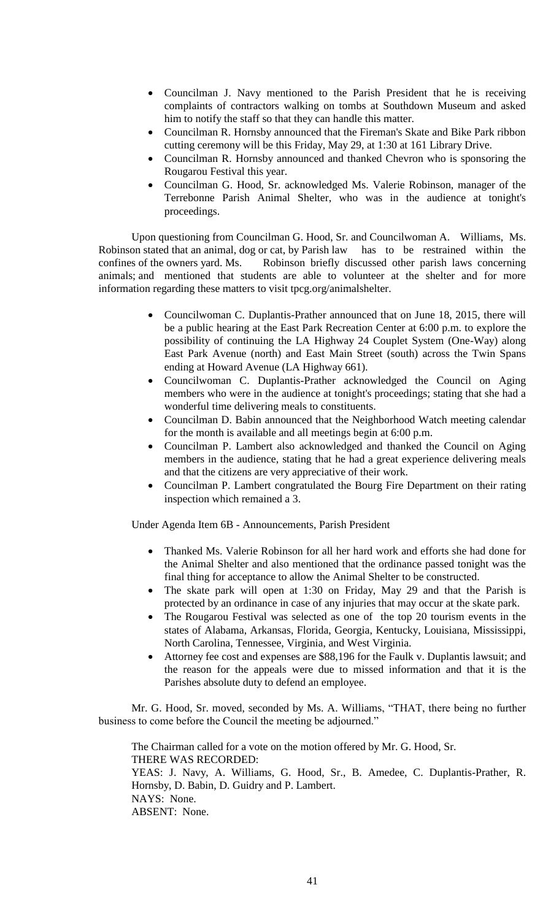- Councilman J. Navy mentioned to the Parish President that he is receiving complaints of contractors walking on tombs at Southdown Museum and asked him to notify the staff so that they can handle this matter.
- Councilman R. Hornsby announced that the Fireman's Skate and Bike Park ribbon cutting ceremony will be this Friday, May 29, at 1:30 at 161 Library Drive.
- Councilman R. Hornsby announced and thanked Chevron who is sponsoring the Rougarou Festival this year.
- Councilman G. Hood, Sr. acknowledged Ms. Valerie Robinson, manager of the Terrebonne Parish Animal Shelter, who was in the audience at tonight's proceedings.

Upon questioning from Councilman G. Hood, Sr. and Councilwoman A. Williams, Ms. Robinson stated that an animal, dog or cat, by Parish law has to be restrained within the confines of the owners yard. Ms. Robinson briefly discussed other parish laws concerning animals; and mentioned that students are able to volunteer at the shelter and for more information regarding these matters to visit tpcg.org/animalshelter.

- Councilwoman C. Duplantis-Prather announced that on June 18, 2015, there will be a public hearing at the East Park Recreation Center at 6:00 p.m. to explore the possibility of continuing the LA Highway 24 Couplet System (One-Way) along East Park Avenue (north) and East Main Street (south) across the Twin Spans ending at Howard Avenue (LA Highway 661).
- Councilwoman C. Duplantis-Prather acknowledged the Council on Aging members who were in the audience at tonight's proceedings; stating that she had a wonderful time delivering meals to constituents.
- Councilman D. Babin announced that the Neighborhood Watch meeting calendar for the month is available and all meetings begin at 6:00 p.m.
- Councilman P. Lambert also acknowledged and thanked the Council on Aging members in the audience, stating that he had a great experience delivering meals and that the citizens are very appreciative of their work.
- Councilman P. Lambert congratulated the Bourg Fire Department on their rating inspection which remained a 3.

Under Agenda Item 6B - Announcements, Parish President

- Thanked Ms. Valerie Robinson for all her hard work and efforts she had done for the Animal Shelter and also mentioned that the ordinance passed tonight was the final thing for acceptance to allow the Animal Shelter to be constructed.
- The skate park will open at 1:30 on Friday, May 29 and that the Parish is protected by an ordinance in case of any injuries that may occur at the skate park.
- The Rougarou Festival was selected as one of the top 20 tourism events in the states of Alabama, Arkansas, Florida, Georgia, Kentucky, Louisiana, Mississippi, North Carolina, Tennessee, Virginia, and West Virginia.
- Attorney fee cost and expenses are $88,196 for the Faulk v. Duplantis lawsuit; and the reason for the appeals were due to missed information and that it is the Parishes absolute duty to defend an employee.

Mr. G. Hood, Sr. moved, seconded by Ms. A. Williams, "THAT, there being no further business to come before the Council the meeting be adjourned."

The Chairman called for a vote on the motion offered by Mr. G. Hood, Sr.
THERE WAS RECORDED:
YEAS: J. Navy, A. Williams, G. Hood, Sr., B. Amedee, C. Duplantis-Prather, R. Hornsby, D. Babin, D. Guidry and P. Lambert.
NAYS: None.
ABSENT: None.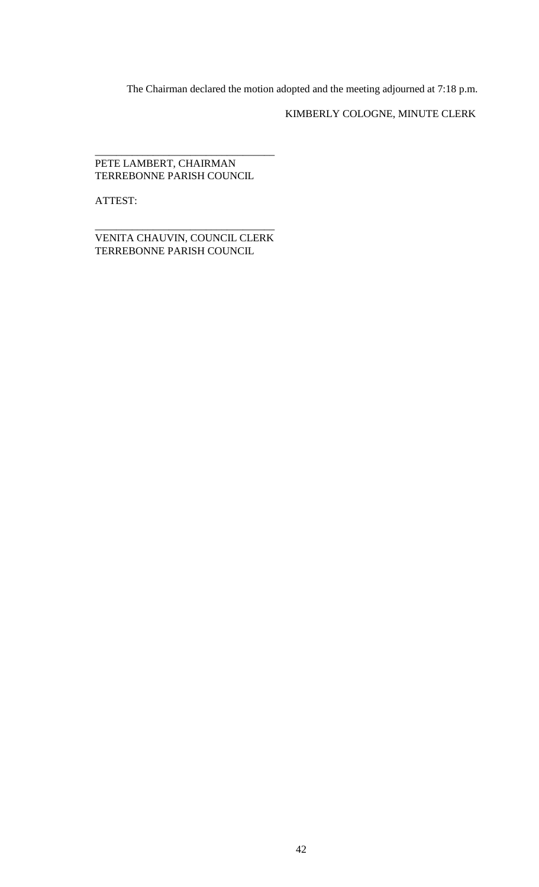The Chairman declared the motion adopted and the meeting adjourned at 7:18 p.m.

KIMBERLY COLOGNE, MINUTE CLERK

\_\_\_\_\_\_\_\_\_\_\_\_\_\_\_\_\_\_\_\_\_\_\_\_\_\_\_\_\_\_\_\_\_\_

PETE LAMBERT, CHAIRMAN
TERREBONNE PARISH COUNCIL

ATTEST:

\_\_\_\_\_\_\_\_\_\_\_\_\_\_\_\_\_\_\_\_\_\_\_\_\_\_\_\_\_\_\_\_\_\_

VENITA CHAUVIN, COUNCIL CLERK
TERREBONNE PARISH COUNCIL